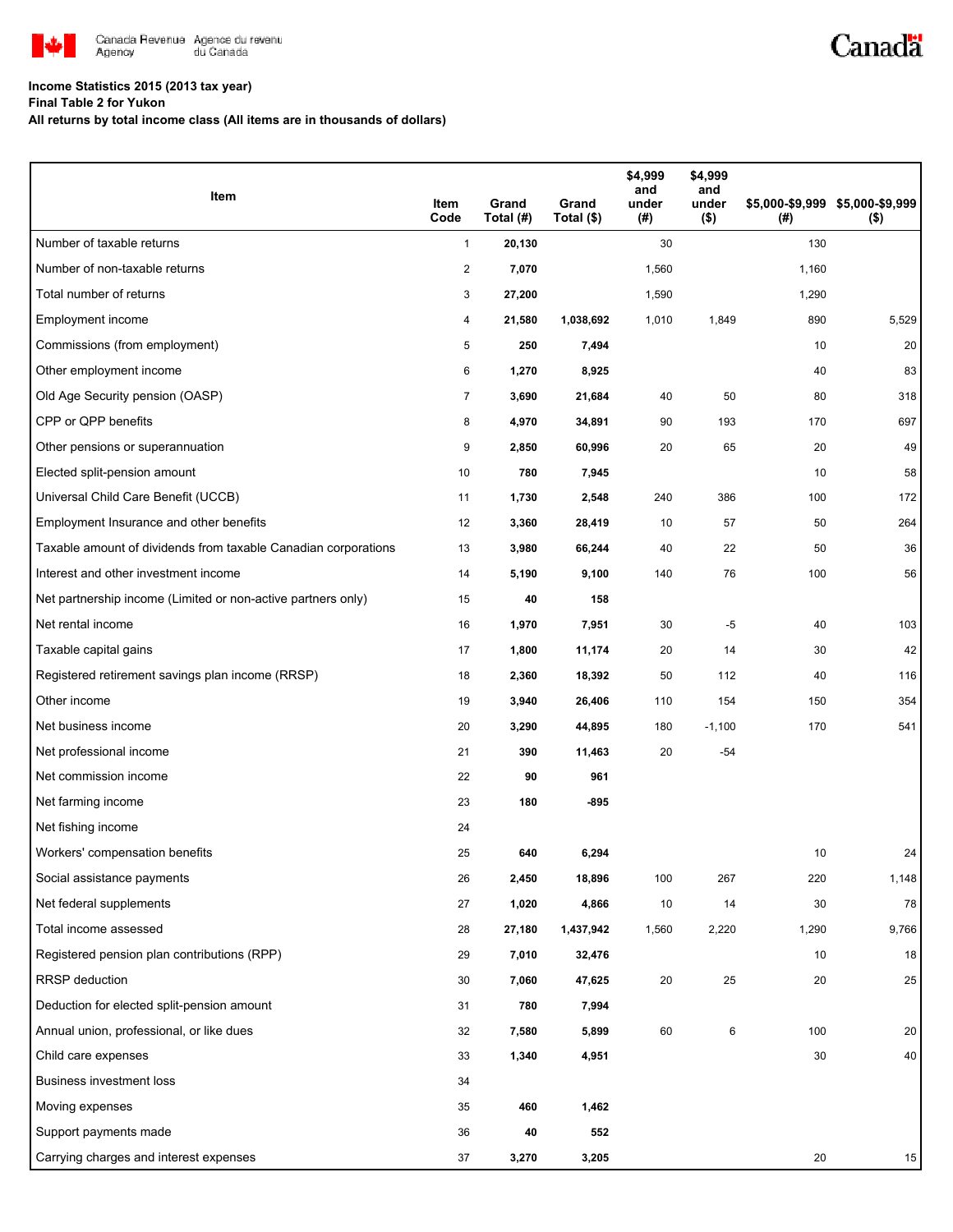Canada Revenue Agency / Agence du revenu du Canada

**Income Statistics 2015 (2013 tax year)**
**Final Table 2 for Yukon**
**All returns by total income class (All items are in thousands of dollars)**

| Item | Item Code | Grand Total (#) | Grand Total ($) | $4,999 and under (#) | $4,999 and under ($) | $5,000-$9,999 (#) | $5,000-$9,999 ($) |
|---|---|---|---|---|---|---|---|
| Number of taxable returns | 1 | 20,130 | | 30 | | 130 | |
| Number of non-taxable returns | 2 | 7,070 | | 1,560 | | 1,160 | |
| Total number of returns | 3 | 27,200 | | 1,590 | | 1,290 | |
| Employment income | 4 | 21,580 | 1,038,692 | 1,010 | 1,849 | 890 | 5,529 |
| Commissions (from employment) | 5 | 250 | 7,494 | | | 10 | 20 |
| Other employment income | 6 | 1,270 | 8,925 | | | 40 | 83 |
| Old Age Security pension (OASP) | 7 | 3,690 | 21,684 | 40 | 50 | 80 | 318 |
| CPP or QPP benefits | 8 | 4,970 | 34,891 | 90 | 193 | 170 | 697 |
| Other pensions or superannuation | 9 | 2,850 | 60,996 | 20 | 65 | 20 | 49 |
| Elected split-pension amount | 10 | 780 | 7,945 | | | 10 | 58 |
| Universal Child Care Benefit (UCCB) | 11 | 1,730 | 2,548 | 240 | 386 | 100 | 172 |
| Employment Insurance and other benefits | 12 | 3,360 | 28,419 | 10 | 57 | 50 | 264 |
| Taxable amount of dividends from taxable Canadian corporations | 13 | 3,980 | 66,244 | 40 | 22 | 50 | 36 |
| Interest and other investment income | 14 | 5,190 | 9,100 | 140 | 76 | 100 | 56 |
| Net partnership income (Limited or non-active partners only) | 15 | 40 | 158 | | | | |
| Net rental income | 16 | 1,970 | 7,951 | 30 | -5 | 40 | 103 |
| Taxable capital gains | 17 | 1,800 | 11,174 | 20 | 14 | 30 | 42 |
| Registered retirement savings plan income (RRSP) | 18 | 2,360 | 18,392 | 50 | 112 | 40 | 116 |
| Other income | 19 | 3,940 | 26,406 | 110 | 154 | 150 | 354 |
| Net business income | 20 | 3,290 | 44,895 | 180 | -1,100 | 170 | 541 |
| Net professional income | 21 | 390 | 11,463 | 20 | -54 | | |
| Net commission income | 22 | 90 | 961 | | | | |
| Net farming income | 23 | 180 | -895 | | | | |
| Net fishing income | 24 | | | | | | |
| Workers' compensation benefits | 25 | 640 | 6,294 | | | 10 | 24 |
| Social assistance payments | 26 | 2,450 | 18,896 | 100 | 267 | 220 | 1,148 |
| Net federal supplements | 27 | 1,020 | 4,866 | 10 | 14 | 30 | 78 |
| Total income assessed | 28 | 27,180 | 1,437,942 | 1,560 | 2,220 | 1,290 | 9,766 |
| Registered pension plan contributions (RPP) | 29 | 7,010 | 32,476 | | | 10 | 18 |
| RRSP deduction | 30 | 7,060 | 47,625 | 20 | 25 | 20 | 25 |
| Deduction for elected split-pension amount | 31 | 780 | 7,994 | | | | |
| Annual union, professional, or like dues | 32 | 7,580 | 5,899 | 60 | 6 | 100 | 20 |
| Child care expenses | 33 | 1,340 | 4,951 | | | 30 | 40 |
| Business investment loss | 34 | | | | | | |
| Moving expenses | 35 | 460 | 1,462 | | | | |
| Support payments made | 36 | 40 | 552 | | | | |
| Carrying charges and interest expenses | 37 | 3,270 | 3,205 | | | 20 | 15 |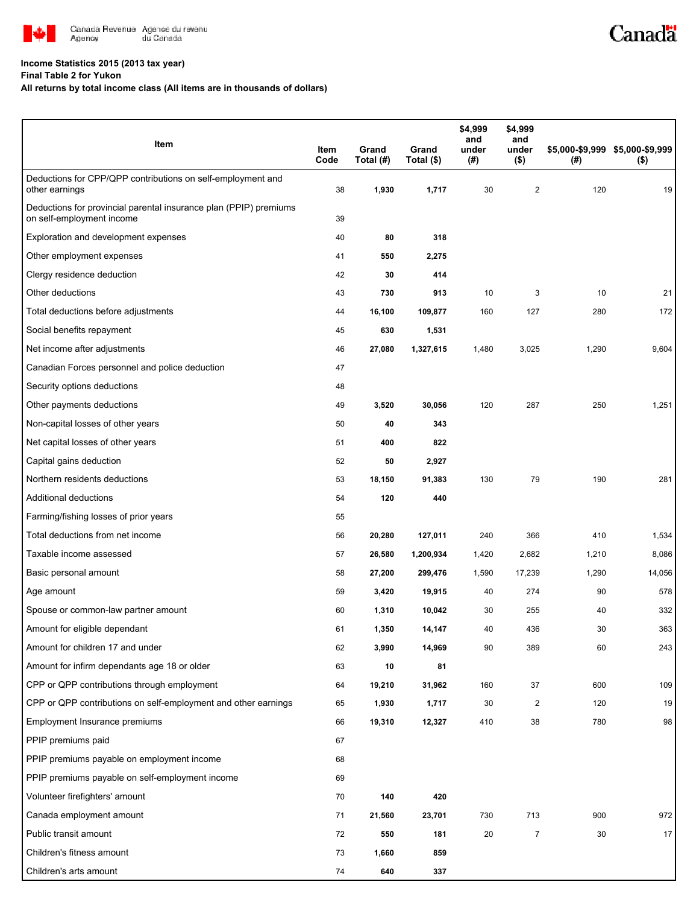**Income Statistics 2015 (2013 tax year)**
**Final Table 2 for Yukon**
**All returns by total income class (All items are in thousands of dollars)**

| Item | Item Code | Grand Total (#) | Grand Total ($) | $4,999 and under (#) | $4,999 and under ($) | $5,000-$9,999 (#) | $5,000-$9,999 ($) |
|---|---|---|---|---|---|---|---|
| Deductions for CPP/QPP contributions on self-employment and other earnings | 38 | **1,930** | **1,717** | 30 | 2 | 120 | 19 |
| Deductions for provincial parental insurance plan (PPIP) premiums on self-employment income | 39 | | | | | | |
| Exploration and development expenses | 40 | **80** | **318** | | | | |
| Other employment expenses | 41 | **550** | **2,275** | | | | |
| Clergy residence deduction | 42 | **30** | **414** | | | | |
| Other deductions | 43 | **730** | **913** | 10 | 3 | 10 | 21 |
| Total deductions before adjustments | 44 | **16,100** | **109,877** | 160 | 127 | 280 | 172 |
| Social benefits repayment | 45 | **630** | **1,531** | | | | |
| Net income after adjustments | 46 | **27,080** | **1,327,615** | 1,480 | 3,025 | 1,290 | 9,604 |
| Canadian Forces personnel and police deduction | 47 | | | | | | |
| Security options deductions | 48 | | | | | | |
| Other payments deductions | 49 | **3,520** | **30,056** | 120 | 287 | 250 | 1,251 |
| Non-capital losses of other years | 50 | **40** | **343** | | | | |
| Net capital losses of other years | 51 | **400** | **822** | | | | |
| Capital gains deduction | 52 | **50** | **2,927** | | | | |
| Northern residents deductions | 53 | **18,150** | **91,383** | 130 | 79 | 190 | 281 |
| Additional deductions | 54 | **120** | **440** | | | | |
| Farming/fishing losses of prior years | 55 | | | | | | |
| Total deductions from net income | 56 | **20,280** | **127,011** | 240 | 366 | 410 | 1,534 |
| Taxable income assessed | 57 | **26,580** | **1,200,934** | 1,420 | 2,682 | 1,210 | 8,086 |
| Basic personal amount | 58 | **27,200** | **299,476** | 1,590 | 17,239 | 1,290 | 14,056 |
| Age amount | 59 | **3,420** | **19,915** | 40 | 274 | 90 | 578 |
| Spouse or common-law partner amount | 60 | **1,310** | **10,042** | 30 | 255 | 40 | 332 |
| Amount for eligible dependant | 61 | **1,350** | **14,147** | 40 | 436 | 30 | 363 |
| Amount for children 17 and under | 62 | **3,990** | **14,969** | 90 | 389 | 60 | 243 |
| Amount for infirm dependants age 18 or older | 63 | **10** | **81** | | | | |
| CPP or QPP contributions through employment | 64 | **19,210** | **31,962** | 160 | 37 | 600 | 109 |
| CPP or QPP contributions on self-employment and other earnings | 65 | **1,930** | **1,717** | 30 | 2 | 120 | 19 |
| Employment Insurance premiums | 66 | **19,310** | **12,327** | 410 | 38 | 780 | 98 |
| PPIP premiums paid | 67 | | | | | | |
| PPIP premiums payable on employment income | 68 | | | | | | |
| PPIP premiums payable on self-employment income | 69 | | | | | | |
| Volunteer firefighters' amount | 70 | **140** | **420** | | | | |
| Canada employment amount | 71 | **21,560** | **23,701** | 730 | 713 | 900 | 972 |
| Public transit amount | 72 | **550** | **181** | 20 | 7 | 30 | 17 |
| Children's fitness amount | 73 | **1,660** | **859** | | | | |
| Children's arts amount | 74 | **640** | **337** | | | | |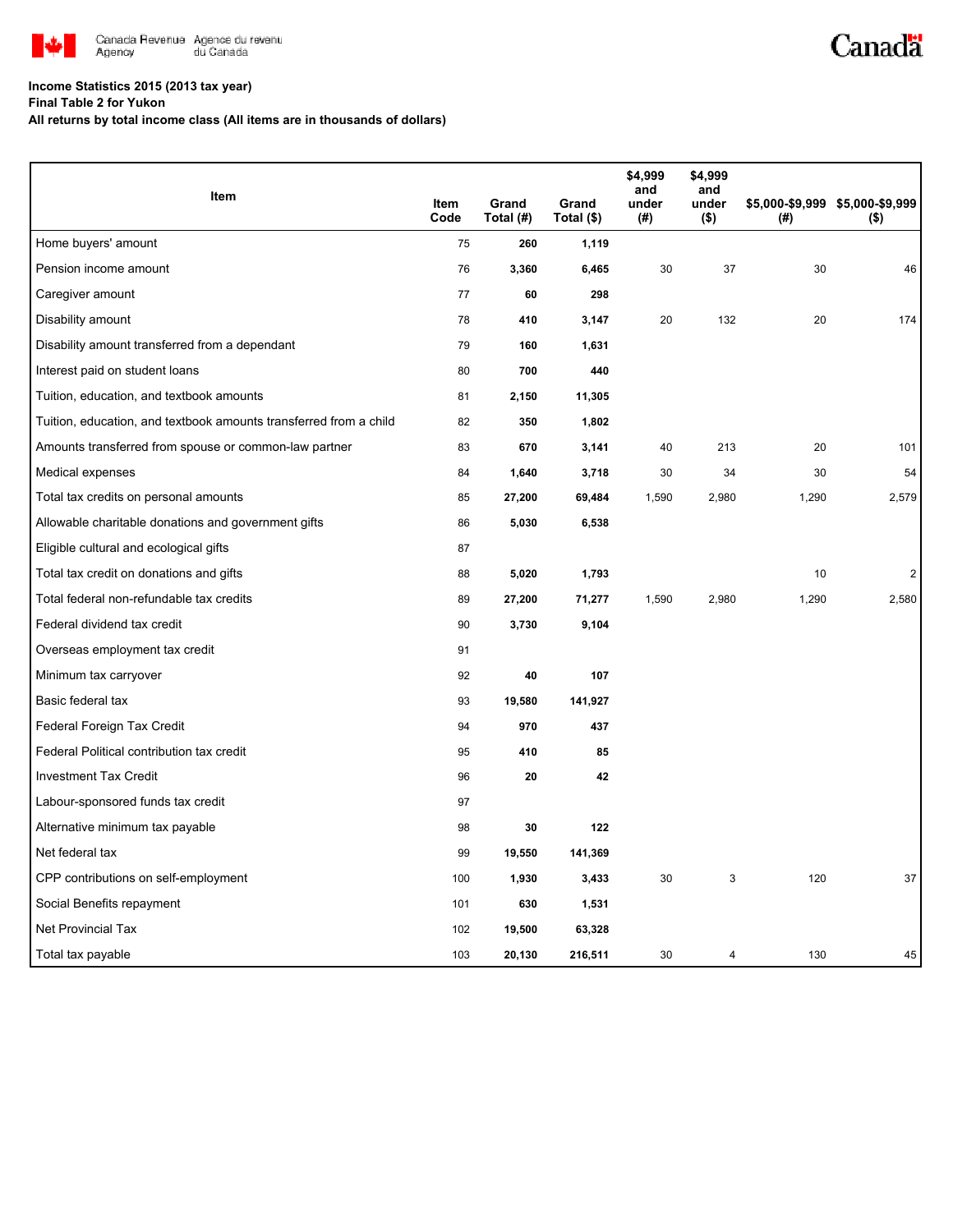**Income Statistics 2015 (2013 tax year)**

**Final Table 2 for Yukon**

**All returns by total income class (All items are in thousands of dollars)**

| Item | Item Code | Grand Total (#) | Grand Total ($) | $4,999 and under (#) | $4,999 and under ($) | $5,000-$9,999 (#) | $5,000-$9,999 ($) |
|---|---|---|---|---|---|---|---|
| Home buyers' amount | 75 | 260 | 1,119 | | | | |
| Pension income amount | 76 | 3,360 | 6,465 | 30 | 37 | 30 | 46 |
| Caregiver amount | 77 | 60 | 298 | | | | |
| Disability amount | 78 | 410 | 3,147 | 20 | 132 | 20 | 174 |
| Disability amount transferred from a dependant | 79 | 160 | 1,631 | | | | |
| Interest paid on student loans | 80 | 700 | 440 | | | | |
| Tuition, education, and textbook amounts | 81 | 2,150 | 11,305 | | | | |
| Tuition, education, and textbook amounts transferred from a child | 82 | 350 | 1,802 | | | | |
| Amounts transferred from spouse or common-law partner | 83 | 670 | 3,141 | 40 | 213 | 20 | 101 |
| Medical expenses | 84 | 1,640 | 3,718 | 30 | 34 | 30 | 54 |
| Total tax credits on personal amounts | 85 | 27,200 | 69,484 | 1,590 | 2,980 | 1,290 | 2,579 |
| Allowable charitable donations and government gifts | 86 | 5,030 | 6,538 | | | | |
| Eligible cultural and ecological gifts | 87 | | | | | | |
| Total tax credit on donations and gifts | 88 | 5,020 | 1,793 | | | 10 | 2 |
| Total federal non-refundable tax credits | 89 | 27,200 | 71,277 | 1,590 | 2,980 | 1,290 | 2,580 |
| Federal dividend tax credit | 90 | 3,730 | 9,104 | | | | |
| Overseas employment tax credit | 91 | | | | | | |
| Minimum tax carryover | 92 | 40 | 107 | | | | |
| Basic federal tax | 93 | 19,580 | 141,927 | | | | |
| Federal Foreign Tax Credit | 94 | 970 | 437 | | | | |
| Federal Political contribution tax credit | 95 | 410 | 85 | | | | |
| Investment Tax Credit | 96 | 20 | 42 | | | | |
| Labour-sponsored funds tax credit | 97 | | | | | | |
| Alternative minimum tax payable | 98 | 30 | 122 | | | | |
| Net federal tax | 99 | 19,550 | 141,369 | | | | |
| CPP contributions on self-employment | 100 | 1,930 | 3,433 | 30 | 3 | 120 | 37 |
| Social Benefits repayment | 101 | 630 | 1,531 | | | | |
| Net Provincial Tax | 102 | 19,500 | 63,328 | | | | |
| Total tax payable | 103 | 20,130 | 216,511 | 30 | 4 | 130 | 45 |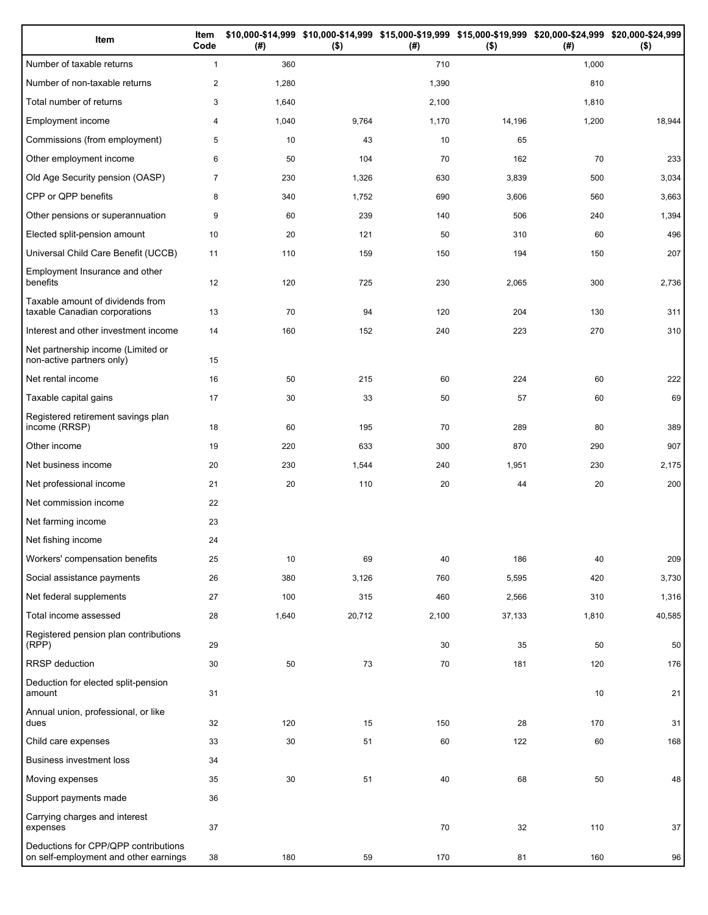| Item | Item Code | $10,000-$14,999 (#) | $10,000-$14,999 ($) | $15,000-$19,999 (#) | $15,000-$19,999 ($) | $20,000-$24,999 (#) | $20,000-$24,999 ($) |
|---|---|---|---|---|---|---|---|
| Number of taxable returns | 1 | 360 | | 710 | | 1,000 | |
| Number of non-taxable returns | 2 | 1,280 | | 1,390 | | 810 | |
| Total number of returns | 3 | 1,640 | | 2,100 | | 1,810 | |
| Employment income | 4 | 1,040 | 9,764 | 1,170 | 14,196 | 1,200 | 18,944 |
| Commissions (from employment) | 5 | 10 | 43 | 10 | 65 | | |
| Other employment income | 6 | 50 | 104 | 70 | 162 | 70 | 233 |
| Old Age Security pension (OASP) | 7 | 230 | 1,326 | 630 | 3,839 | 500 | 3,034 |
| CPP or QPP benefits | 8 | 340 | 1,752 | 690 | 3,606 | 560 | 3,663 |
| Other pensions or superannuation | 9 | 60 | 239 | 140 | 506 | 240 | 1,394 |
| Elected split-pension amount | 10 | 20 | 121 | 50 | 310 | 60 | 496 |
| Universal Child Care Benefit (UCCB) | 11 | 110 | 159 | 150 | 194 | 150 | 207 |
| Employment Insurance and other benefits | 12 | 120 | 725 | 230 | 2,065 | 300 | 2,736 |
| Taxable amount of dividends from taxable Canadian corporations | 13 | 70 | 94 | 120 | 204 | 130 | 311 |
| Interest and other investment income | 14 | 160 | 152 | 240 | 223 | 270 | 310 |
| Net partnership income (Limited or non-active partners only) | 15 | | | | | | |
| Net rental income | 16 | 50 | 215 | 60 | 224 | 60 | 222 |
| Taxable capital gains | 17 | 30 | 33 | 50 | 57 | 60 | 69 |
| Registered retirement savings plan income (RRSP) | 18 | 60 | 195 | 70 | 289 | 80 | 389 |
| Other income | 19 | 220 | 633 | 300 | 870 | 290 | 907 |
| Net business income | 20 | 230 | 1,544 | 240 | 1,951 | 230 | 2,175 |
| Net professional income | 21 | 20 | 110 | 20 | 44 | 20 | 200 |
| Net commission income | 22 | | | | | | |
| Net farming income | 23 | | | | | | |
| Net fishing income | 24 | | | | | | |
| Workers' compensation benefits | 25 | 10 | 69 | 40 | 186 | 40 | 209 |
| Social assistance payments | 26 | 380 | 3,126 | 760 | 5,595 | 420 | 3,730 |
| Net federal supplements | 27 | 100 | 315 | 460 | 2,566 | 310 | 1,316 |
| Total income assessed | 28 | 1,640 | 20,712 | 2,100 | 37,133 | 1,810 | 40,585 |
| Registered pension plan contributions (RPP) | 29 | | | 30 | 35 | 50 | 50 |
| RRSP deduction | 30 | 50 | 73 | 70 | 181 | 120 | 176 |
| Deduction for elected split-pension amount | 31 | | | | | 10 | 21 |
| Annual union, professional, or like dues | 32 | 120 | 15 | 150 | 28 | 170 | 31 |
| Child care expenses | 33 | 30 | 51 | 60 | 122 | 60 | 168 |
| Business investment loss | 34 | | | | | | |
| Moving expenses | 35 | 30 | 51 | 40 | 68 | 50 | 48 |
| Support payments made | 36 | | | | | | |
| Carrying charges and interest expenses | 37 | | | 70 | 32 | 110 | 37 |
| Deductions for CPP/QPP contributions on self-employment and other earnings | 38 | 180 | 59 | 170 | 81 | 160 | 96 |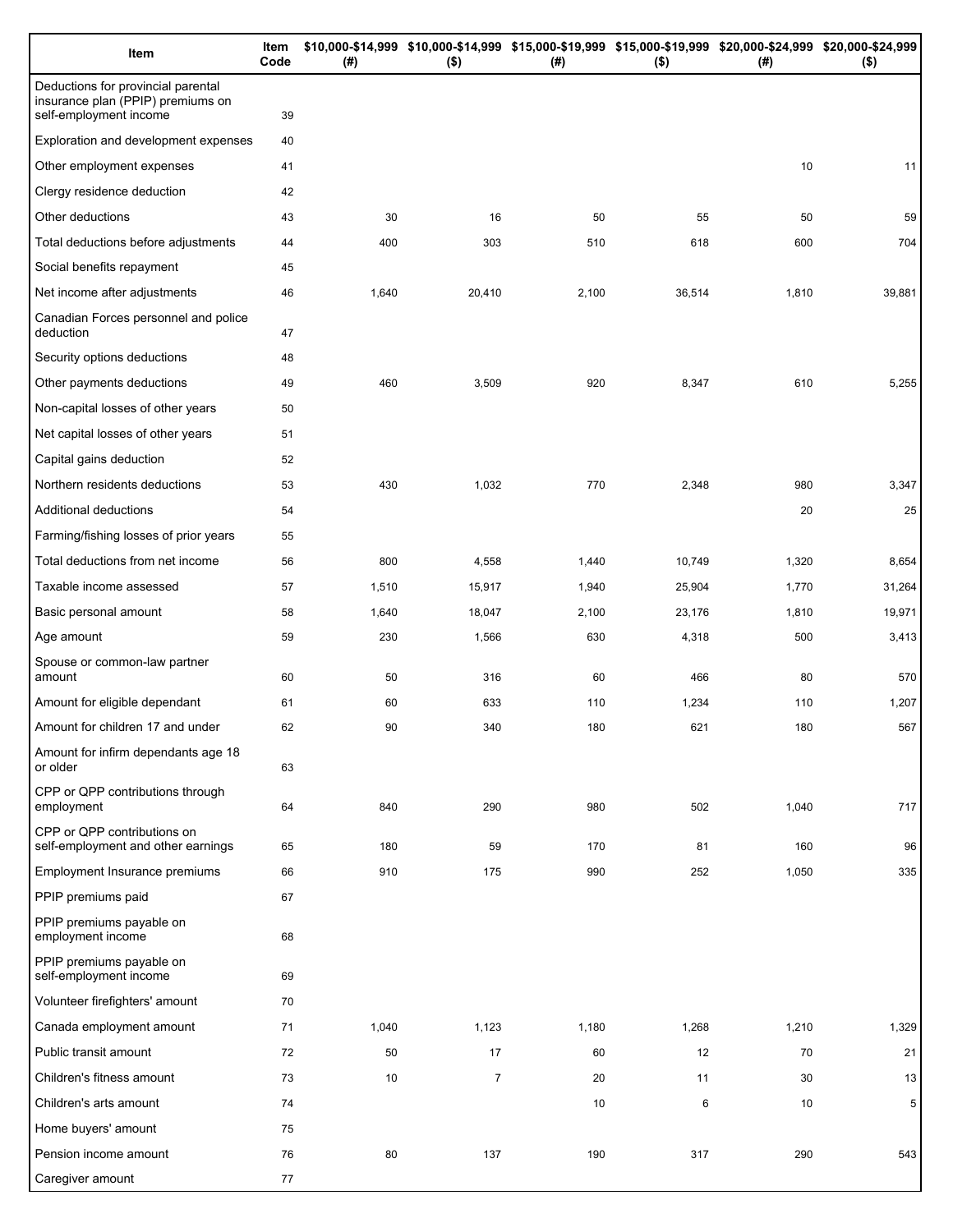| Item | Item Code | $10,000-$14,999 (#) | $10,000-$14,999 ($) | $15,000-$19,999 (#) | $15,000-$19,999 ($) | $20,000-$24,999 (#) | $20,000-$24,999 ($) |
|---|---|---|---|---|---|---|---|
| Deductions for provincial parental insurance plan (PPIP) premiums on self-employment income | 39 | | | | | | |
| Exploration and development expenses | 40 | | | | | | |
| Other employment expenses | 41 | | | | | 10 | 11 |
| Clergy residence deduction | 42 | | | | | | |
| Other deductions | 43 | 30 | 16 | 50 | 55 | 50 | 59 |
| Total deductions before adjustments | 44 | 400 | 303 | 510 | 618 | 600 | 704 |
| Social benefits repayment | 45 | | | | | | |
| Net income after adjustments | 46 | 1,640 | 20,410 | 2,100 | 36,514 | 1,810 | 39,881 |
| Canadian Forces personnel and police deduction | 47 | | | | | | |
| Security options deductions | 48 | | | | | | |
| Other payments deductions | 49 | 460 | 3,509 | 920 | 8,347 | 610 | 5,255 |
| Non-capital losses of other years | 50 | | | | | | |
| Net capital losses of other years | 51 | | | | | | |
| Capital gains deduction | 52 | | | | | | |
| Northern residents deductions | 53 | 430 | 1,032 | 770 | 2,348 | 980 | 3,347 |
| Additional deductions | 54 | | | | | 20 | 25 |
| Farming/fishing losses of prior years | 55 | | | | | | |
| Total deductions from net income | 56 | 800 | 4,558 | 1,440 | 10,749 | 1,320 | 8,654 |
| Taxable income assessed | 57 | 1,510 | 15,917 | 1,940 | 25,904 | 1,770 | 31,264 |
| Basic personal amount | 58 | 1,640 | 18,047 | 2,100 | 23,176 | 1,810 | 19,971 |
| Age amount | 59 | 230 | 1,566 | 630 | 4,318 | 500 | 3,413 |
| Spouse or common-law partner amount | 60 | 50 | 316 | 60 | 466 | 80 | 570 |
| Amount for eligible dependant | 61 | 60 | 633 | 110 | 1,234 | 110 | 1,207 |
| Amount for children 17 and under | 62 | 90 | 340 | 180 | 621 | 180 | 567 |
| Amount for infirm dependants age 18 or older | 63 | | | | | | |
| CPP or QPP contributions through employment | 64 | 840 | 290 | 980 | 502 | 1,040 | 717 |
| CPP or QPP contributions on self-employment and other earnings | 65 | 180 | 59 | 170 | 81 | 160 | 96 |
| Employment Insurance premiums | 66 | 910 | 175 | 990 | 252 | 1,050 | 335 |
| PPIP premiums paid | 67 | | | | | | |
| PPIP premiums payable on employment income | 68 | | | | | | |
| PPIP premiums payable on self-employment income | 69 | | | | | | |
| Volunteer firefighters' amount | 70 | | | | | | |
| Canada employment amount | 71 | 1,040 | 1,123 | 1,180 | 1,268 | 1,210 | 1,329 |
| Public transit amount | 72 | 50 | 17 | 60 | 12 | 70 | 21 |
| Children's fitness amount | 73 | 10 | 7 | 20 | 11 | 30 | 13 |
| Children's arts amount | 74 | | | 10 | 6 | 10 | 5 |
| Home buyers' amount | 75 | | | | | | |
| Pension income amount | 76 | 80 | 137 | 190 | 317 | 290 | 543 |
| Caregiver amount | 77 | | | | | | |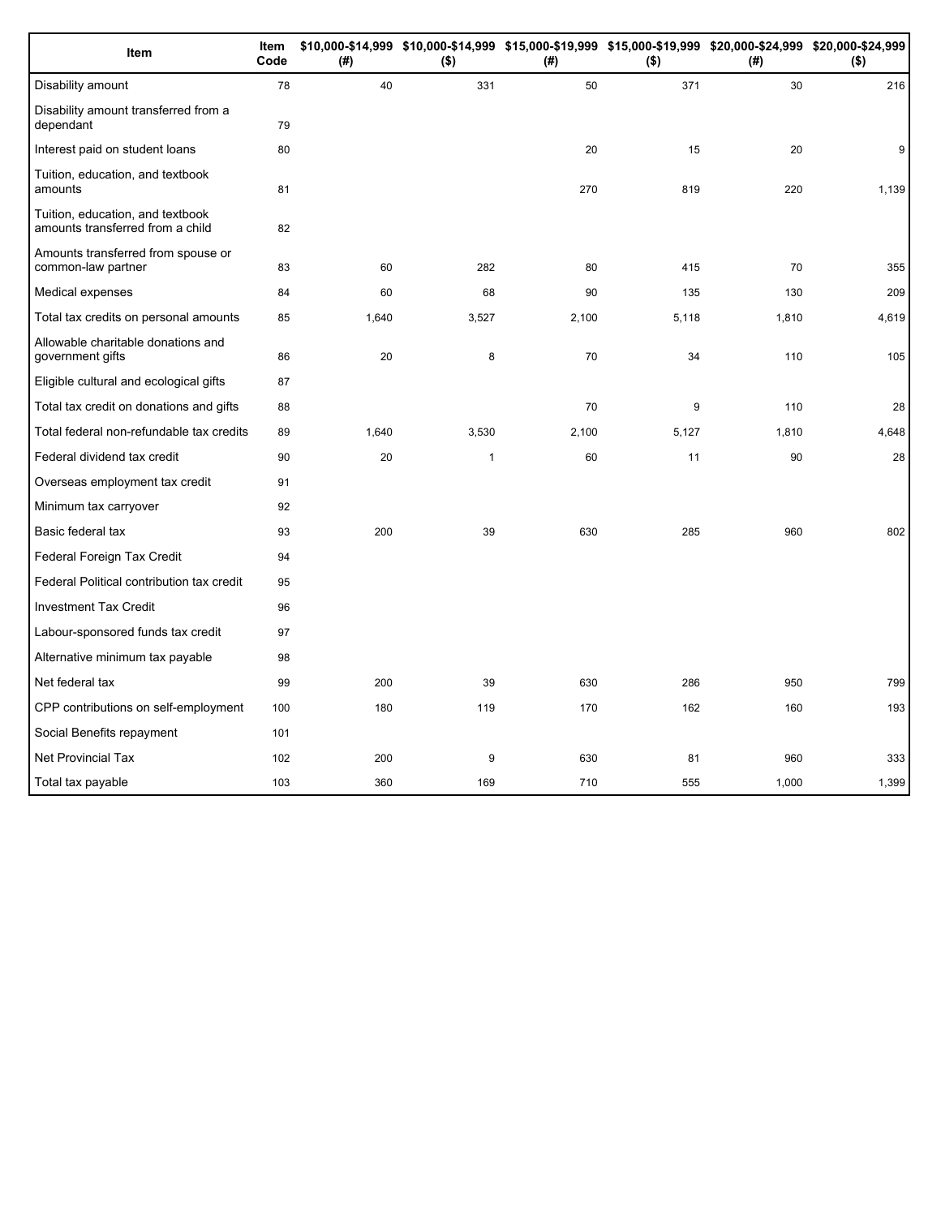| Item | Item Code | $10,000-$14,999 (#) | $10,000-$14,999 ($) | $15,000-$19,999 (#) | $15,000-$19,999 ($) | $20,000-$24,999 (#) | $20,000-$24,999 ($) |
|---|---|---|---|---|---|---|---|
| Disability amount | 78 | 40 | 331 | 50 | 371 | 30 | 216 |
| Disability amount transferred from a dependant | 79 | | | | | | |
| Interest paid on student loans | 80 | | | 20 | 15 | 20 | 9 |
| Tuition, education, and textbook amounts | 81 | | | 270 | 819 | 220 | 1,139 |
| Tuition, education, and textbook amounts transferred from a child | 82 | | | | | | |
| Amounts transferred from spouse or common-law partner | 83 | 60 | 282 | 80 | 415 | 70 | 355 |
| Medical expenses | 84 | 60 | 68 | 90 | 135 | 130 | 209 |
| Total tax credits on personal amounts | 85 | 1,640 | 3,527 | 2,100 | 5,118 | 1,810 | 4,619 |
| Allowable charitable donations and government gifts | 86 | 20 | 8 | 70 | 34 | 110 | 105 |
| Eligible cultural and ecological gifts | 87 | | | | | | |
| Total tax credit on donations and gifts | 88 | | | 70 | 9 | 110 | 28 |
| Total federal non-refundable tax credits | 89 | 1,640 | 3,530 | 2,100 | 5,127 | 1,810 | 4,648 |
| Federal dividend tax credit | 90 | 20 | 1 | 60 | 11 | 90 | 28 |
| Overseas employment tax credit | 91 | | | | | | |
| Minimum tax carryover | 92 | | | | | | |
| Basic federal tax | 93 | 200 | 39 | 630 | 285 | 960 | 802 |
| Federal Foreign Tax Credit | 94 | | | | | | |
| Federal Political contribution tax credit | 95 | | | | | | |
| Investment Tax Credit | 96 | | | | | | |
| Labour-sponsored funds tax credit | 97 | | | | | | |
| Alternative minimum tax payable | 98 | | | | | | |
| Net federal tax | 99 | 200 | 39 | 630 | 286 | 950 | 799 |
| CPP contributions on self-employment | 100 | 180 | 119 | 170 | 162 | 160 | 193 |
| Social Benefits repayment | 101 | | | | | | |
| Net Provincial Tax | 102 | 200 | 9 | 630 | 81 | 960 | 333 |
| Total tax payable | 103 | 360 | 169 | 710 | 555 | 1,000 | 1,399 |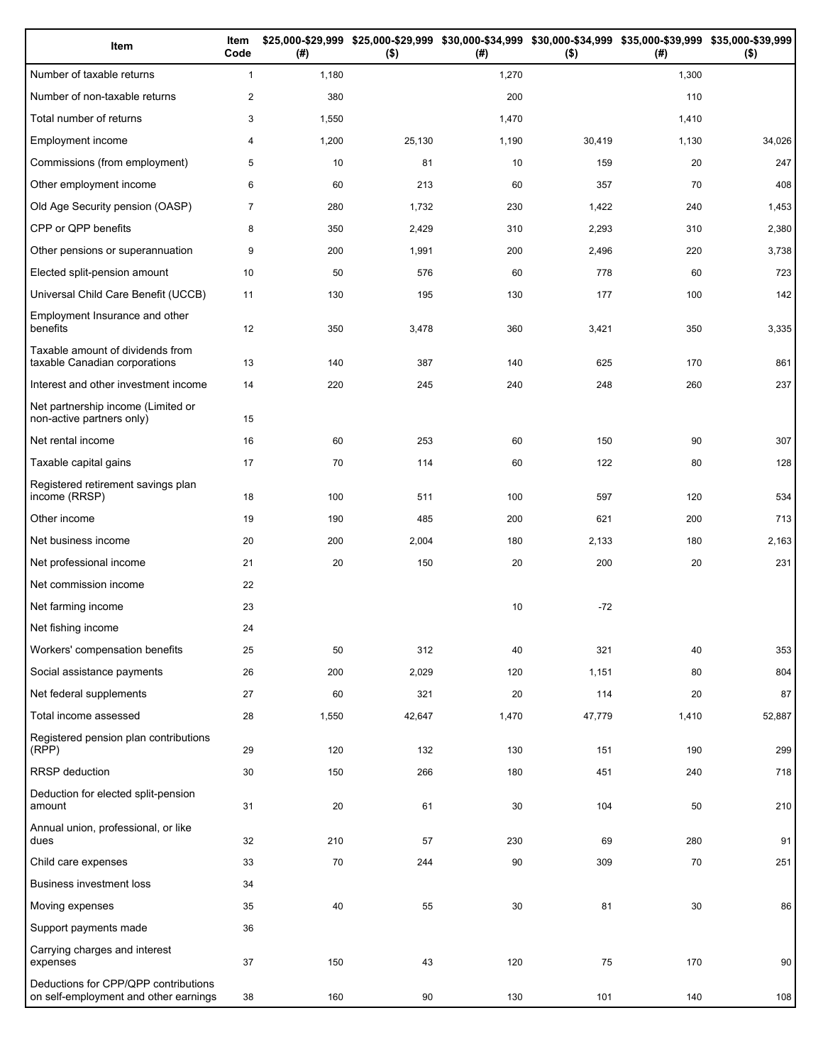| Item | Item Code | $25,000-$29,999 (#) | $25,000-$29,999 ($) | $30,000-$34,999 (#) | $30,000-$34,999 ($) | $35,000-$39,999 (#) | $35,000-$39,999 ($) |
|---|---|---|---|---|---|---|---|
| Number of taxable returns | 1 | 1,180 | | 1,270 | | 1,300 | |
| Number of non-taxable returns | 2 | 380 | | 200 | | 110 | |
| Total number of returns | 3 | 1,550 | | 1,470 | | 1,410 | |
| Employment income | 4 | 1,200 | 25,130 | 1,190 | 30,419 | 1,130 | 34,026 |
| Commissions (from employment) | 5 | 10 | 81 | 10 | 159 | 20 | 247 |
| Other employment income | 6 | 60 | 213 | 60 | 357 | 70 | 408 |
| Old Age Security pension (OASP) | 7 | 280 | 1,732 | 230 | 1,422 | 240 | 1,453 |
| CPP or QPP benefits | 8 | 350 | 2,429 | 310 | 2,293 | 310 | 2,380 |
| Other pensions or superannuation | 9 | 200 | 1,991 | 200 | 2,496 | 220 | 3,738 |
| Elected split-pension amount | 10 | 50 | 576 | 60 | 778 | 60 | 723 |
| Universal Child Care Benefit (UCCB) | 11 | 130 | 195 | 130 | 177 | 100 | 142 |
| Employment Insurance and other benefits | 12 | 350 | 3,478 | 360 | 3,421 | 350 | 3,335 |
| Taxable amount of dividends from taxable Canadian corporations | 13 | 140 | 387 | 140 | 625 | 170 | 861 |
| Interest and other investment income | 14 | 220 | 245 | 240 | 248 | 260 | 237 |
| Net partnership income (Limited or non-active partners only) | 15 | | | | | | |
| Net rental income | 16 | 60 | 253 | 60 | 150 | 90 | 307 |
| Taxable capital gains | 17 | 70 | 114 | 60 | 122 | 80 | 128 |
| Registered retirement savings plan income (RRSP) | 18 | 100 | 511 | 100 | 597 | 120 | 534 |
| Other income | 19 | 190 | 485 | 200 | 621 | 200 | 713 |
| Net business income | 20 | 200 | 2,004 | 180 | 2,133 | 180 | 2,163 |
| Net professional income | 21 | 20 | 150 | 20 | 200 | 20 | 231 |
| Net commission income | 22 | | | | | | |
| Net farming income | 23 | | | 10 | -72 | | |
| Net fishing income | 24 | | | | | | |
| Workers' compensation benefits | 25 | 50 | 312 | 40 | 321 | 40 | 353 |
| Social assistance payments | 26 | 200 | 2,029 | 120 | 1,151 | 80 | 804 |
| Net federal supplements | 27 | 60 | 321 | 20 | 114 | 20 | 87 |
| Total income assessed | 28 | 1,550 | 42,647 | 1,470 | 47,779 | 1,410 | 52,887 |
| Registered pension plan contributions (RPP) | 29 | 120 | 132 | 130 | 151 | 190 | 299 |
| RRSP deduction | 30 | 150 | 266 | 180 | 451 | 240 | 718 |
| Deduction for elected split-pension amount | 31 | 20 | 61 | 30 | 104 | 50 | 210 |
| Annual union, professional, or like dues | 32 | 210 | 57 | 230 | 69 | 280 | 91 |
| Child care expenses | 33 | 70 | 244 | 90 | 309 | 70 | 251 |
| Business investment loss | 34 | | | | | | |
| Moving expenses | 35 | 40 | 55 | 30 | 81 | 30 | 86 |
| Support payments made | 36 | | | | | | |
| Carrying charges and interest expenses | 37 | 150 | 43 | 120 | 75 | 170 | 90 |
| Deductions for CPP/QPP contributions on self-employment and other earnings | 38 | 160 | 90 | 130 | 101 | 140 | 108 |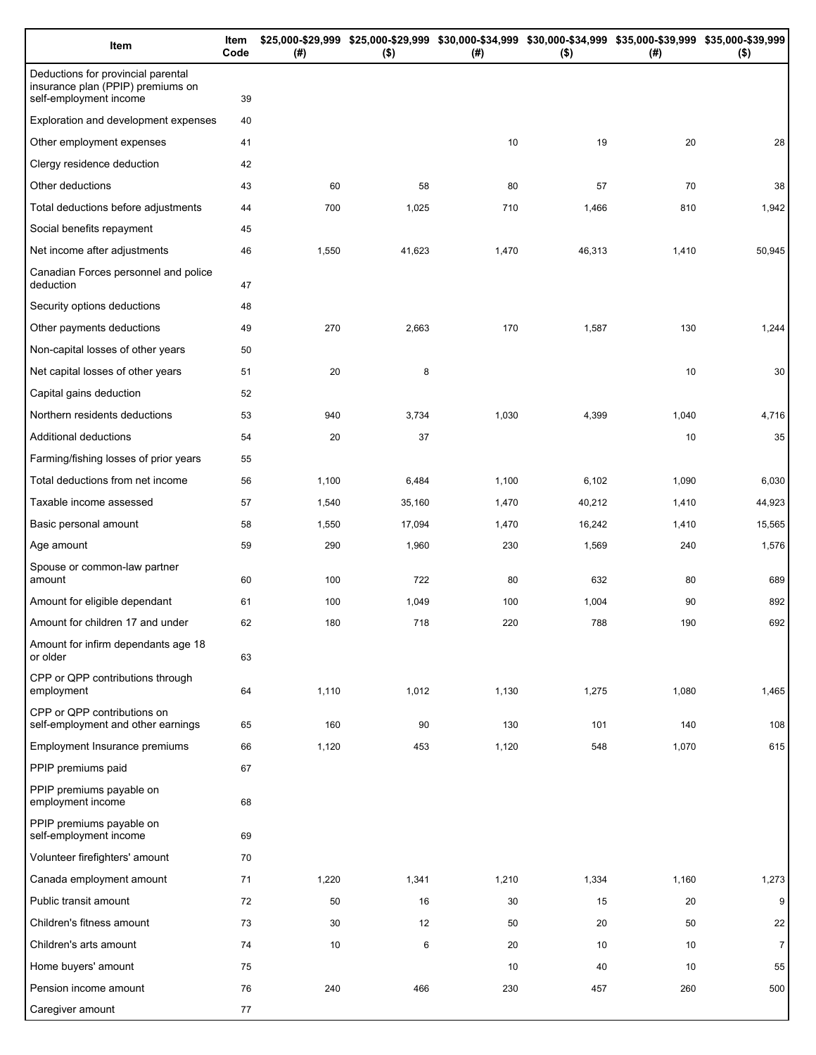| Item | Item Code | $25,000-$29,999 (#) | $25,000-$29,999 ($) | $30,000-$34,999 (#) | $30,000-$34,999 ($) | $35,000-$39,999 (#) | $35,000-$39,999 ($) |
|---|---|---|---|---|---|---|---|
| Deductions for provincial parental insurance plan (PPIP) premiums on self-employment income | 39 | | | | | | |
| Exploration and development expenses | 40 | | | | | | |
| Other employment expenses | 41 | | | 10 | 19 | 20 | 28 |
| Clergy residence deduction | 42 | | | | | | |
| Other deductions | 43 | 60 | 58 | 80 | 57 | 70 | 38 |
| Total deductions before adjustments | 44 | 700 | 1,025 | 710 | 1,466 | 810 | 1,942 |
| Social benefits repayment | 45 | | | | | | |
| Net income after adjustments | 46 | 1,550 | 41,623 | 1,470 | 46,313 | 1,410 | 50,945 |
| Canadian Forces personnel and police deduction | 47 | | | | | | |
| Security options deductions | 48 | | | | | | |
| Other payments deductions | 49 | 270 | 2,663 | 170 | 1,587 | 130 | 1,244 |
| Non-capital losses of other years | 50 | | | | | | |
| Net capital losses of other years | 51 | 20 | 8 | | | 10 | 30 |
| Capital gains deduction | 52 | | | | | | |
| Northern residents deductions | 53 | 940 | 3,734 | 1,030 | 4,399 | 1,040 | 4,716 |
| Additional deductions | 54 | 20 | 37 | | | 10 | 35 |
| Farming/fishing losses of prior years | 55 | | | | | | |
| Total deductions from net income | 56 | 1,100 | 6,484 | 1,100 | 6,102 | 1,090 | 6,030 |
| Taxable income assessed | 57 | 1,540 | 35,160 | 1,470 | 40,212 | 1,410 | 44,923 |
| Basic personal amount | 58 | 1,550 | 17,094 | 1,470 | 16,242 | 1,410 | 15,565 |
| Age amount | 59 | 290 | 1,960 | 230 | 1,569 | 240 | 1,576 |
| Spouse or common-law partner amount | 60 | 100 | 722 | 80 | 632 | 80 | 689 |
| Amount for eligible dependant | 61 | 100 | 1,049 | 100 | 1,004 | 90 | 892 |
| Amount for children 17 and under | 62 | 180 | 718 | 220 | 788 | 190 | 692 |
| Amount for infirm dependants age 18 or older | 63 | | | | | | |
| CPP or QPP contributions through employment | 64 | 1,110 | 1,012 | 1,130 | 1,275 | 1,080 | 1,465 |
| CPP or QPP contributions on self-employment and other earnings | 65 | 160 | 90 | 130 | 101 | 140 | 108 |
| Employment Insurance premiums | 66 | 1,120 | 453 | 1,120 | 548 | 1,070 | 615 |
| PPIP premiums paid | 67 | | | | | | |
| PPIP premiums payable on employment income | 68 | | | | | | |
| PPIP premiums payable on self-employment income | 69 | | | | | | |
| Volunteer firefighters' amount | 70 | | | | | | |
| Canada employment amount | 71 | 1,220 | 1,341 | 1,210 | 1,334 | 1,160 | 1,273 |
| Public transit amount | 72 | 50 | 16 | 30 | 15 | 20 | 9 |
| Children's fitness amount | 73 | 30 | 12 | 50 | 20 | 50 | 22 |
| Children's arts amount | 74 | 10 | 6 | 20 | 10 | 10 | 7 |
| Home buyers' amount | 75 | | | 10 | 40 | 10 | 55 |
| Pension income amount | 76 | 240 | 466 | 230 | 457 | 260 | 500 |
| Caregiver amount | 77 | | | | | | |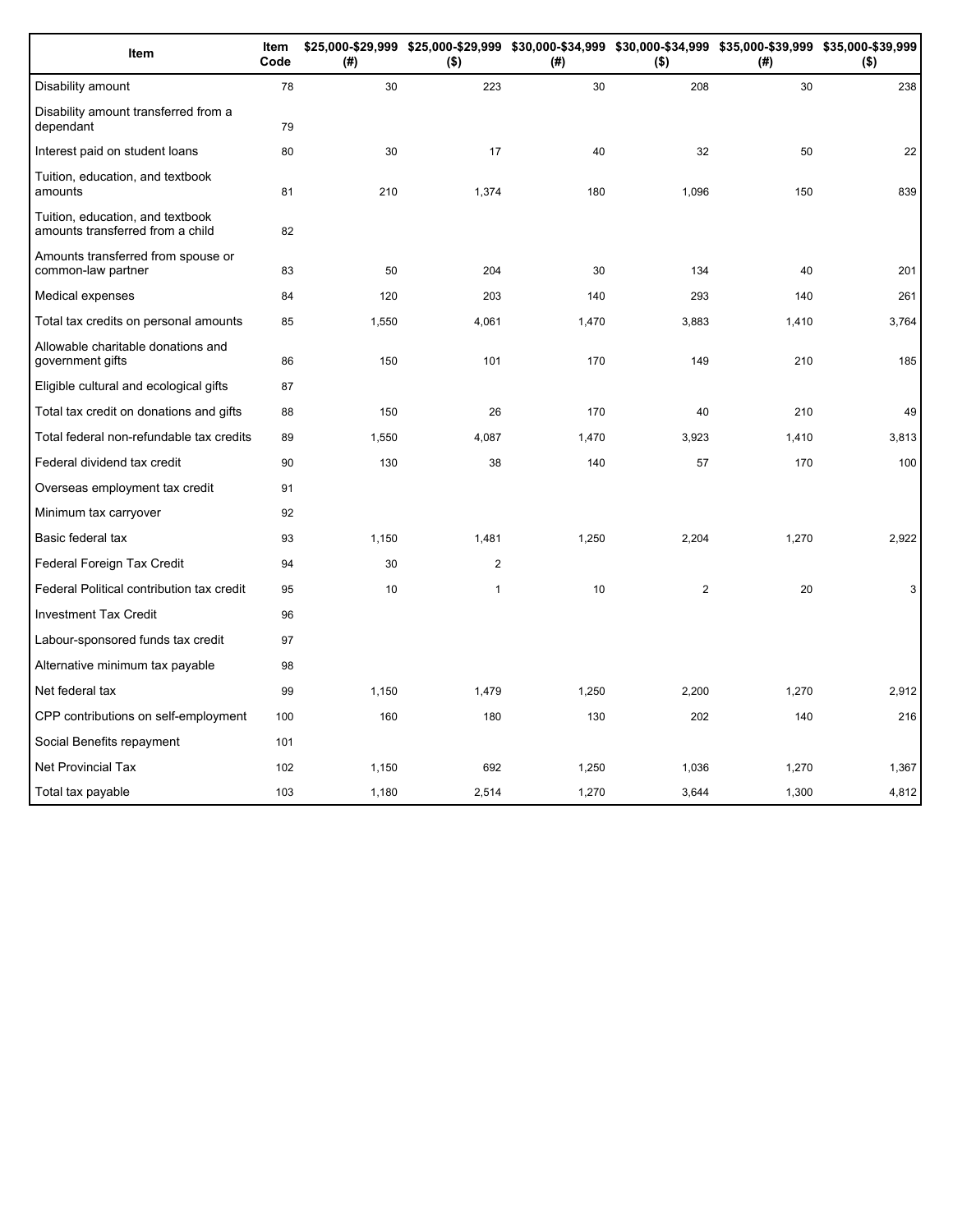| Item | Item Code | $25,000-$29,999 (#) | $25,000-$29,999 ($) | $30,000-$34,999 (#) | $30,000-$34,999 ($) | $35,000-$39,999 (#) | $35,000-$39,999 ($) |
|---|---|---|---|---|---|---|---|
| Disability amount | 78 | 30 | 223 | 30 | 208 | 30 | 238 |
| Disability amount transferred from a dependant | 79 | | | | | | |
| Interest paid on student loans | 80 | 30 | 17 | 40 | 32 | 50 | 22 |
| Tuition, education, and textbook amounts | 81 | 210 | 1,374 | 180 | 1,096 | 150 | 839 |
| Tuition, education, and textbook amounts transferred from a child | 82 | | | | | | |
| Amounts transferred from spouse or common-law partner | 83 | 50 | 204 | 30 | 134 | 40 | 201 |
| Medical expenses | 84 | 120 | 203 | 140 | 293 | 140 | 261 |
| Total tax credits on personal amounts | 85 | 1,550 | 4,061 | 1,470 | 3,883 | 1,410 | 3,764 |
| Allowable charitable donations and government gifts | 86 | 150 | 101 | 170 | 149 | 210 | 185 |
| Eligible cultural and ecological gifts | 87 | | | | | | |
| Total tax credit on donations and gifts | 88 | 150 | 26 | 170 | 40 | 210 | 49 |
| Total federal non-refundable tax credits | 89 | 1,550 | 4,087 | 1,470 | 3,923 | 1,410 | 3,813 |
| Federal dividend tax credit | 90 | 130 | 38 | 140 | 57 | 170 | 100 |
| Overseas employment tax credit | 91 | | | | | | |
| Minimum tax carryover | 92 | | | | | | |
| Basic federal tax | 93 | 1,150 | 1,481 | 1,250 | 2,204 | 1,270 | 2,922 |
| Federal Foreign Tax Credit | 94 | 30 | 2 | | | | |
| Federal Political contribution tax credit | 95 | 10 | 1 | 10 | 2 | 20 | 3 |
| Investment Tax Credit | 96 | | | | | | |
| Labour-sponsored funds tax credit | 97 | | | | | | |
| Alternative minimum tax payable | 98 | | | | | | |
| Net federal tax | 99 | 1,150 | 1,479 | 1,250 | 2,200 | 1,270 | 2,912 |
| CPP contributions on self-employment | 100 | 160 | 180 | 130 | 202 | 140 | 216 |
| Social Benefits repayment | 101 | | | | | | |
| Net Provincial Tax | 102 | 1,150 | 692 | 1,250 | 1,036 | 1,270 | 1,367 |
| Total tax payable | 103 | 1,180 | 2,514 | 1,270 | 3,644 | 1,300 | 4,812 |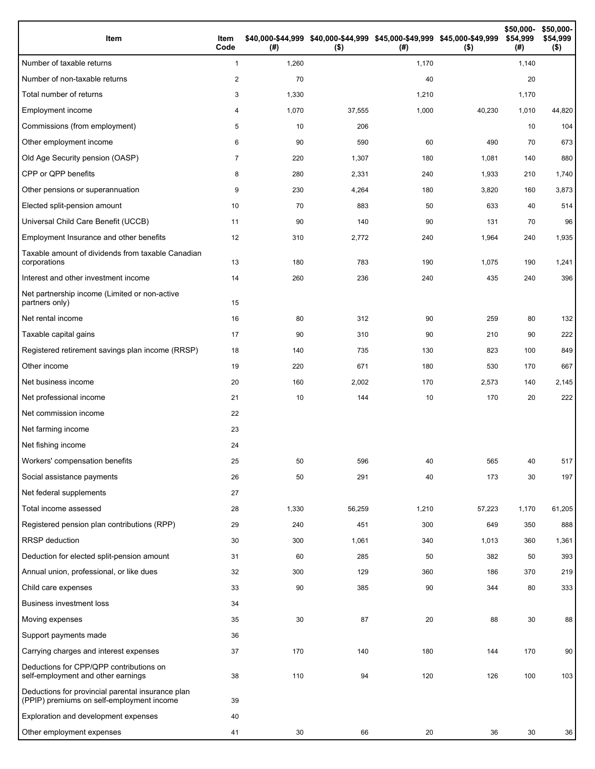| Item | Item Code | $40,000-$44,999 (#) | $40,000-$44,999 ($) | $45,000-$49,999 (#) | $45,000-$49,999 ($) | $50,000-$54,999 (#) | $50,000-$54,999 ($) |
|---|---|---|---|---|---|---|---|
| Number of taxable returns | 1 | 1,260 | | 1,170 | | 1,140 | |
| Number of non-taxable returns | 2 | 70 | | 40 | | 20 | |
| Total number of returns | 3 | 1,330 | | 1,210 | | 1,170 | |
| Employment income | 4 | 1,070 | 37,555 | 1,000 | 40,230 | 1,010 | 44,820 |
| Commissions (from employment) | 5 | 10 | 206 | | | 10 | 104 |
| Other employment income | 6 | 90 | 590 | 60 | 490 | 70 | 673 |
| Old Age Security pension (OASP) | 7 | 220 | 1,307 | 180 | 1,081 | 140 | 880 |
| CPP or QPP benefits | 8 | 280 | 2,331 | 240 | 1,933 | 210 | 1,740 |
| Other pensions or superannuation | 9 | 230 | 4,264 | 180 | 3,820 | 160 | 3,873 |
| Elected split-pension amount | 10 | 70 | 883 | 50 | 633 | 40 | 514 |
| Universal Child Care Benefit (UCCB) | 11 | 90 | 140 | 90 | 131 | 70 | 96 |
| Employment Insurance and other benefits | 12 | 310 | 2,772 | 240 | 1,964 | 240 | 1,935 |
| Taxable amount of dividends from taxable Canadian corporations | 13 | 180 | 783 | 190 | 1,075 | 190 | 1,241 |
| Interest and other investment income | 14 | 260 | 236 | 240 | 435 | 240 | 396 |
| Net partnership income (Limited or non-active partners only) | 15 | | | | | | |
| Net rental income | 16 | 80 | 312 | 90 | 259 | 80 | 132 |
| Taxable capital gains | 17 | 90 | 310 | 90 | 210 | 90 | 222 |
| Registered retirement savings plan income (RRSP) | 18 | 140 | 735 | 130 | 823 | 100 | 849 |
| Other income | 19 | 220 | 671 | 180 | 530 | 170 | 667 |
| Net business income | 20 | 160 | 2,002 | 170 | 2,573 | 140 | 2,145 |
| Net professional income | 21 | 10 | 144 | 10 | 170 | 20 | 222 |
| Net commission income | 22 | | | | | | |
| Net farming income | 23 | | | | | | |
| Net fishing income | 24 | | | | | | |
| Workers' compensation benefits | 25 | 50 | 596 | 40 | 565 | 40 | 517 |
| Social assistance payments | 26 | 50 | 291 | 40 | 173 | 30 | 197 |
| Net federal supplements | 27 | | | | | | |
| Total income assessed | 28 | 1,330 | 56,259 | 1,210 | 57,223 | 1,170 | 61,205 |
| Registered pension plan contributions (RPP) | 29 | 240 | 451 | 300 | 649 | 350 | 888 |
| RRSP deduction | 30 | 300 | 1,061 | 340 | 1,013 | 360 | 1,361 |
| Deduction for elected split-pension amount | 31 | 60 | 285 | 50 | 382 | 50 | 393 |
| Annual union, professional, or like dues | 32 | 300 | 129 | 360 | 186 | 370 | 219 |
| Child care expenses | 33 | 90 | 385 | 90 | 344 | 80 | 333 |
| Business investment loss | 34 | | | | | | |
| Moving expenses | 35 | 30 | 87 | 20 | 88 | 30 | 88 |
| Support payments made | 36 | | | | | | |
| Carrying charges and interest expenses | 37 | 170 | 140 | 180 | 144 | 170 | 90 |
| Deductions for CPP/QPP contributions on self-employment and other earnings | 38 | 110 | 94 | 120 | 126 | 100 | 103 |
| Deductions for provincial parental insurance plan (PPIP) premiums on self-employment income | 39 | | | | | | |
| Exploration and development expenses | 40 | | | | | | |
| Other employment expenses | 41 | 30 | 66 | 20 | 36 | 30 | 36 |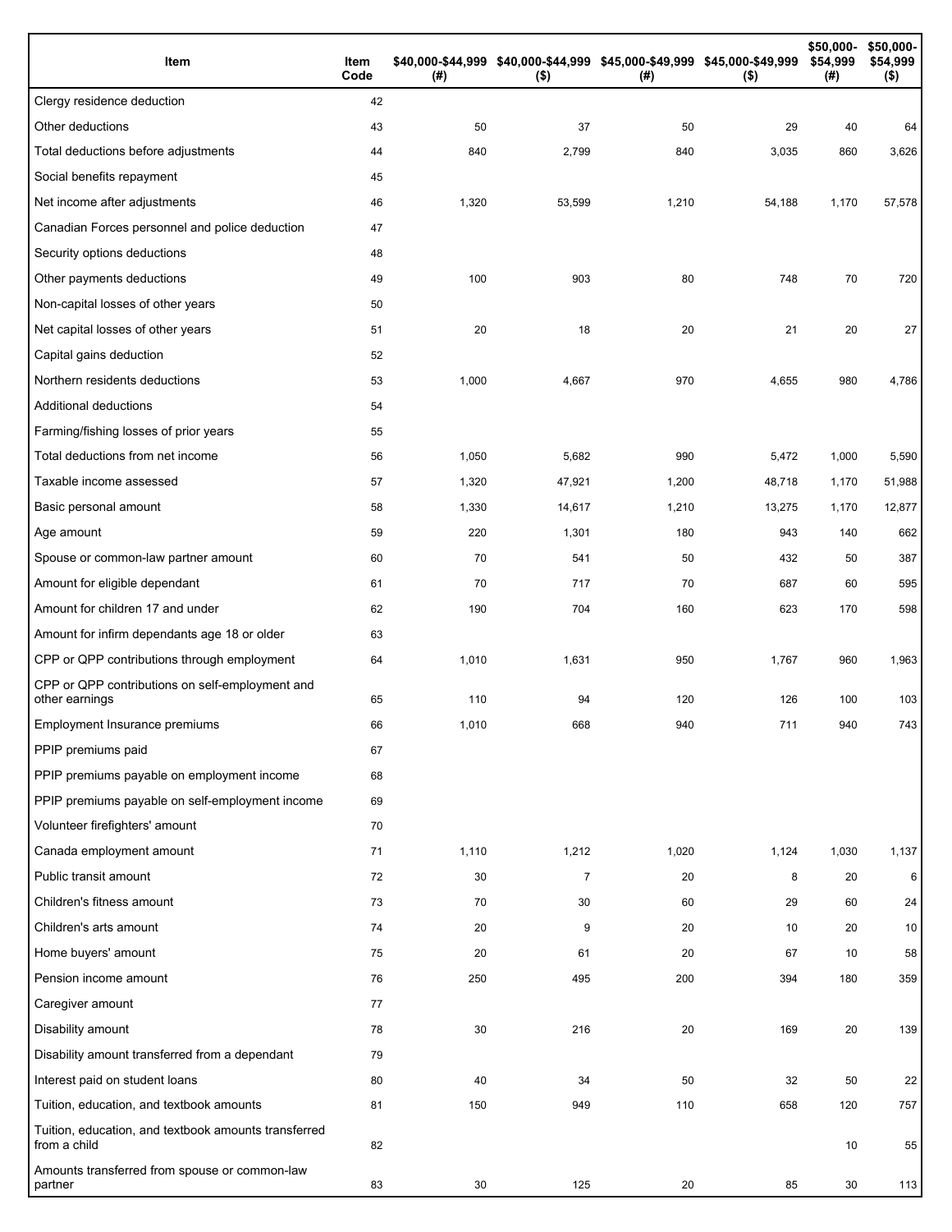| Item | Item Code | $40,000-$44,999 (#) | $40,000-$44,999 ($) | $45,000-$49,999 (#) | $45,000-$49,999 ($) | $50,000-$54,999 (#) | $50,000-$54,999 ($) |
|---|---|---|---|---|---|---|---|
| Clergy residence deduction | 42 | | | | | | |
| Other deductions | 43 | 50 | 37 | 50 | 29 | 40 | 64 |
| Total deductions before adjustments | 44 | 840 | 2,799 | 840 | 3,035 | 860 | 3,626 |
| Social benefits repayment | 45 | | | | | | |
| Net income after adjustments | 46 | 1,320 | 53,599 | 1,210 | 54,188 | 1,170 | 57,578 |
| Canadian Forces personnel and police deduction | 47 | | | | | | |
| Security options deductions | 48 | | | | | | |
| Other payments deductions | 49 | 100 | 903 | 80 | 748 | 70 | 720 |
| Non-capital losses of other years | 50 | | | | | | |
| Net capital losses of other years | 51 | 20 | 18 | 20 | 21 | 20 | 27 |
| Capital gains deduction | 52 | | | | | | |
| Northern residents deductions | 53 | 1,000 | 4,667 | 970 | 4,655 | 980 | 4,786 |
| Additional deductions | 54 | | | | | | |
| Farming/fishing losses of prior years | 55 | | | | | | |
| Total deductions from net income | 56 | 1,050 | 5,682 | 990 | 5,472 | 1,000 | 5,590 |
| Taxable income assessed | 57 | 1,320 | 47,921 | 1,200 | 48,718 | 1,170 | 51,988 |
| Basic personal amount | 58 | 1,330 | 14,617 | 1,210 | 13,275 | 1,170 | 12,877 |
| Age amount | 59 | 220 | 1,301 | 180 | 943 | 140 | 662 |
| Spouse or common-law partner amount | 60 | 70 | 541 | 50 | 432 | 50 | 387 |
| Amount for eligible dependant | 61 | 70 | 717 | 70 | 687 | 60 | 595 |
| Amount for children 17 and under | 62 | 190 | 704 | 160 | 623 | 170 | 598 |
| Amount for infirm dependants age 18 or older | 63 | | | | | | |
| CPP or QPP contributions through employment | 64 | 1,010 | 1,631 | 950 | 1,767 | 960 | 1,963 |
| CPP or QPP contributions on self-employment and other earnings | 65 | 110 | 94 | 120 | 126 | 100 | 103 |
| Employment Insurance premiums | 66 | 1,010 | 668 | 940 | 711 | 940 | 743 |
| PPIP premiums paid | 67 | | | | | | |
| PPIP premiums payable on employment income | 68 | | | | | | |
| PPIP premiums payable on self-employment income | 69 | | | | | | |
| Volunteer firefighters' amount | 70 | | | | | | |
| Canada employment amount | 71 | 1,110 | 1,212 | 1,020 | 1,124 | 1,030 | 1,137 |
| Public transit amount | 72 | 30 | 7 | 20 | 8 | 20 | 6 |
| Children's fitness amount | 73 | 70 | 30 | 60 | 29 | 60 | 24 |
| Children's arts amount | 74 | 20 | 9 | 20 | 10 | 20 | 10 |
| Home buyers' amount | 75 | 20 | 61 | 20 | 67 | 10 | 58 |
| Pension income amount | 76 | 250 | 495 | 200 | 394 | 180 | 359 |
| Caregiver amount | 77 | | | | | | |
| Disability amount | 78 | 30 | 216 | 20 | 169 | 20 | 139 |
| Disability amount transferred from a dependant | 79 | | | | | | |
| Interest paid on student loans | 80 | 40 | 34 | 50 | 32 | 50 | 22 |
| Tuition, education, and textbook amounts | 81 | 150 | 949 | 110 | 658 | 120 | 757 |
| Tuition, education, and textbook amounts transferred from a child | 82 | | | | | 10 | 55 |
| Amounts transferred from spouse or common-law partner | 83 | 30 | 125 | 20 | 85 | 30 | 113 |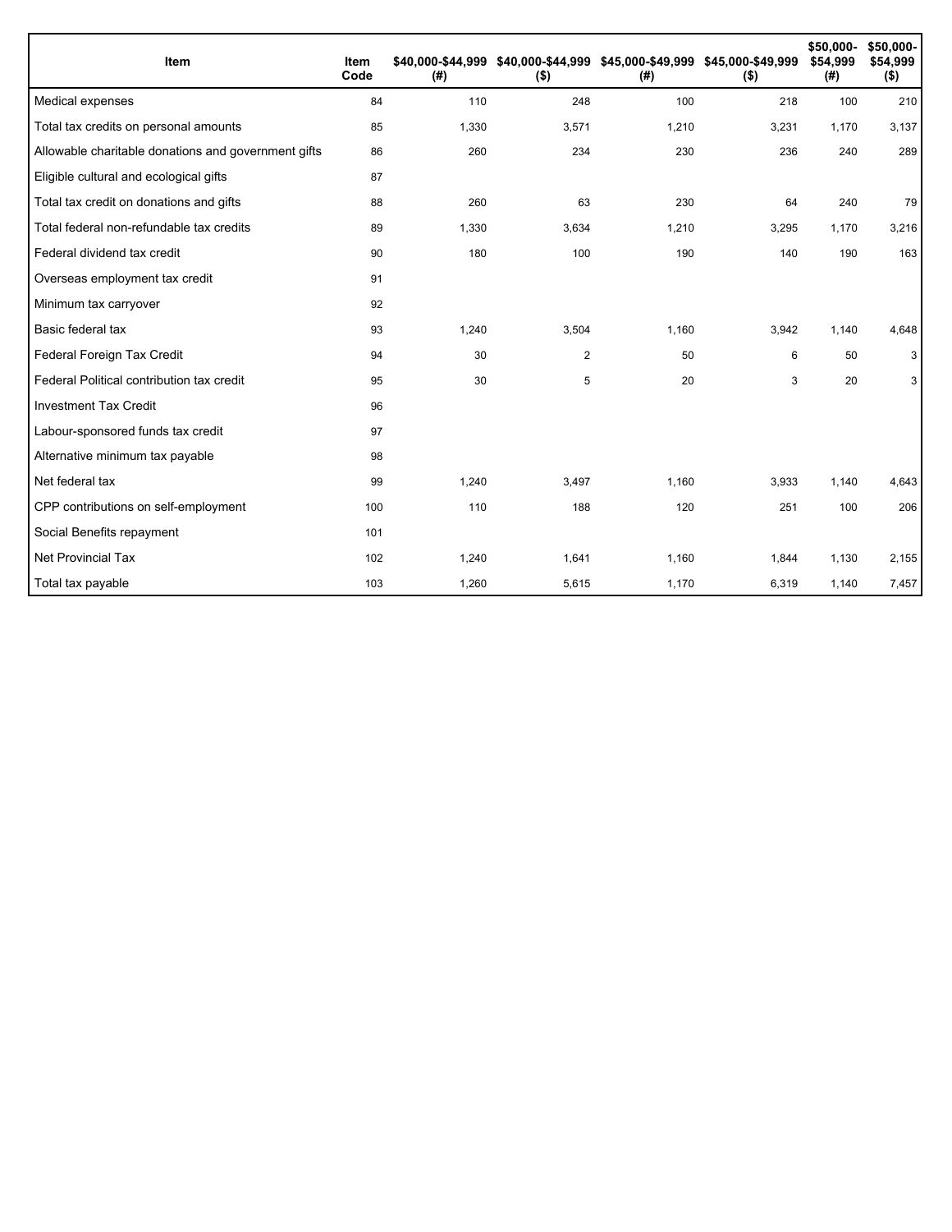| Item | Item Code | $40,000-$44,999 (#) | $40,000-$44,999 ($) | $45,000-$49,999 (#) | $45,000-$49,999 ($) | $50,000-$54,999 (#) | $50,000-$54,999 ($) |
|---|---|---|---|---|---|---|---|
| Medical expenses | 84 | 110 | 248 | 100 | 218 | 100 | 210 |
| Total tax credits on personal amounts | 85 | 1,330 | 3,571 | 1,210 | 3,231 | 1,170 | 3,137 |
| Allowable charitable donations and government gifts | 86 | 260 | 234 | 230 | 236 | 240 | 289 |
| Eligible cultural and ecological gifts | 87 | | | | | | |
| Total tax credit on donations and gifts | 88 | 260 | 63 | 230 | 64 | 240 | 79 |
| Total federal non-refundable tax credits | 89 | 1,330 | 3,634 | 1,210 | 3,295 | 1,170 | 3,216 |
| Federal dividend tax credit | 90 | 180 | 100 | 190 | 140 | 190 | 163 |
| Overseas employment tax credit | 91 | | | | | | |
| Minimum tax carryover | 92 | | | | | | |
| Basic federal tax | 93 | 1,240 | 3,504 | 1,160 | 3,942 | 1,140 | 4,648 |
| Federal Foreign Tax Credit | 94 | 30 | 2 | 50 | 6 | 50 | 3 |
| Federal Political contribution tax credit | 95 | 30 | 5 | 20 | 3 | 20 | 3 |
| Investment Tax Credit | 96 | | | | | | |
| Labour-sponsored funds tax credit | 97 | | | | | | |
| Alternative minimum tax payable | 98 | | | | | | |
| Net federal tax | 99 | 1,240 | 3,497 | 1,160 | 3,933 | 1,140 | 4,643 |
| CPP contributions on self-employment | 100 | 110 | 188 | 120 | 251 | 100 | 206 |
| Social Benefits repayment | 101 | | | | | | |
| Net Provincial Tax | 102 | 1,240 | 1,641 | 1,160 | 1,844 | 1,130 | 2,155 |
| Total tax payable | 103 | 1,260 | 5,615 | 1,170 | 6,319 | 1,140 | 7,457 |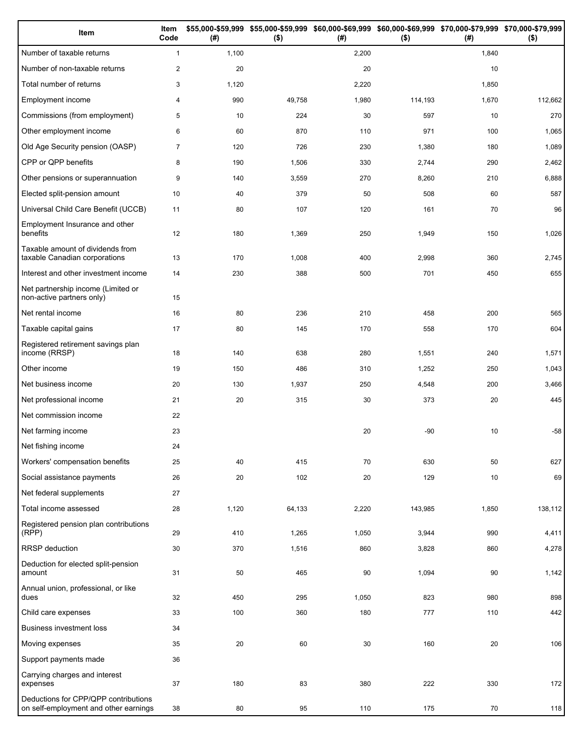| Item | Item Code | $55,000-$59,999 (#) | $55,000-$59,999 ($) | $60,000-$69,999 (#) | $60,000-$69,999 ($) | $70,000-$79,999 (#) | $70,000-$79,999 ($) |
|---|---|---|---|---|---|---|---|
| Number of taxable returns | 1 | 1,100 | | 2,200 | | 1,840 | |
| Number of non-taxable returns | 2 | 20 | | 20 | | 10 | |
| Total number of returns | 3 | 1,120 | | 2,220 | | 1,850 | |
| Employment income | 4 | 990 | 49,758 | 1,980 | 114,193 | 1,670 | 112,662 |
| Commissions (from employment) | 5 | 10 | 224 | 30 | 597 | 10 | 270 |
| Other employment income | 6 | 60 | 870 | 110 | 971 | 100 | 1,065 |
| Old Age Security pension (OASP) | 7 | 120 | 726 | 230 | 1,380 | 180 | 1,089 |
| CPP or QPP benefits | 8 | 190 | 1,506 | 330 | 2,744 | 290 | 2,462 |
| Other pensions or superannuation | 9 | 140 | 3,559 | 270 | 8,260 | 210 | 6,888 |
| Elected split-pension amount | 10 | 40 | 379 | 50 | 508 | 60 | 587 |
| Universal Child Care Benefit (UCCB) | 11 | 80 | 107 | 120 | 161 | 70 | 96 |
| Employment Insurance and other benefits | 12 | 180 | 1,369 | 250 | 1,949 | 150 | 1,026 |
| Taxable amount of dividends from taxable Canadian corporations | 13 | 170 | 1,008 | 400 | 2,998 | 360 | 2,745 |
| Interest and other investment income | 14 | 230 | 388 | 500 | 701 | 450 | 655 |
| Net partnership income (Limited or non-active partners only) | 15 | | | | | | |
| Net rental income | 16 | 80 | 236 | 210 | 458 | 200 | 565 |
| Taxable capital gains | 17 | 80 | 145 | 170 | 558 | 170 | 604 |
| Registered retirement savings plan income (RRSP) | 18 | 140 | 638 | 280 | 1,551 | 240 | 1,571 |
| Other income | 19 | 150 | 486 | 310 | 1,252 | 250 | 1,043 |
| Net business income | 20 | 130 | 1,937 | 250 | 4,548 | 200 | 3,466 |
| Net professional income | 21 | 20 | 315 | 30 | 373 | 20 | 445 |
| Net commission income | 22 | | | | | | |
| Net farming income | 23 | | | 20 | -90 | 10 | -58 |
| Net fishing income | 24 | | | | | | |
| Workers' compensation benefits | 25 | 40 | 415 | 70 | 630 | 50 | 627 |
| Social assistance payments | 26 | 20 | 102 | 20 | 129 | 10 | 69 |
| Net federal supplements | 27 | | | | | | |
| Total income assessed | 28 | 1,120 | 64,133 | 2,220 | 143,985 | 1,850 | 138,112 |
| Registered pension plan contributions (RPP) | 29 | 410 | 1,265 | 1,050 | 3,944 | 990 | 4,411 |
| RRSP deduction | 30 | 370 | 1,516 | 860 | 3,828 | 860 | 4,278 |
| Deduction for elected split-pension amount | 31 | 50 | 465 | 90 | 1,094 | 90 | 1,142 |
| Annual union, professional, or like dues | 32 | 450 | 295 | 1,050 | 823 | 980 | 898 |
| Child care expenses | 33 | 100 | 360 | 180 | 777 | 110 | 442 |
| Business investment loss | 34 | | | | | | |
| Moving expenses | 35 | 20 | 60 | 30 | 160 | 20 | 106 |
| Support payments made | 36 | | | | | | |
| Carrying charges and interest expenses | 37 | 180 | 83 | 380 | 222 | 330 | 172 |
| Deductions for CPP/QPP contributions on self-employment and other earnings | 38 | 80 | 95 | 110 | 175 | 70 | 118 |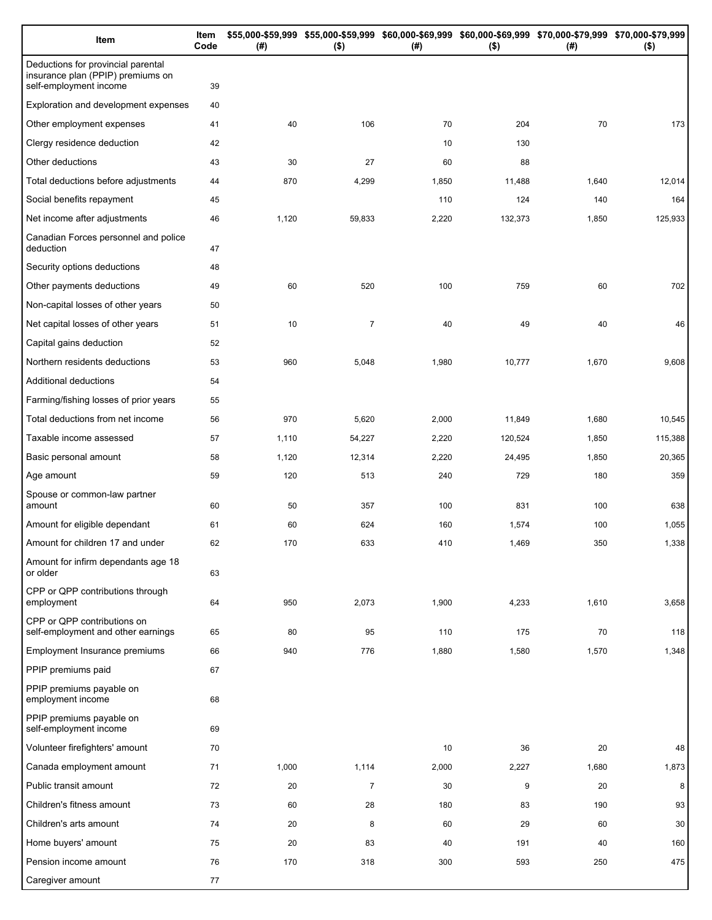| Item | Item Code | $55,000-$59,999 (#) | $55,000-$59,999 ($) | $60,000-$69,999 (#) | $60,000-$69,999 ($) | $70,000-$79,999 (#) | $70,000-$79,999 ($) |
|---|---|---|---|---|---|---|---|
| Deductions for provincial parental insurance plan (PPIP) premiums on self-employment income | 39 | | | | | | |
| Exploration and development expenses | 40 | | | | | | |
| Other employment expenses | 41 | 40 | 106 | 70 | 204 | 70 | 173 |
| Clergy residence deduction | 42 | | | 10 | 130 | | |
| Other deductions | 43 | 30 | 27 | 60 | 88 | | |
| Total deductions before adjustments | 44 | 870 | 4,299 | 1,850 | 11,488 | 1,640 | 12,014 |
| Social benefits repayment | 45 | | | 110 | 124 | 140 | 164 |
| Net income after adjustments | 46 | 1,120 | 59,833 | 2,220 | 132,373 | 1,850 | 125,933 |
| Canadian Forces personnel and police deduction | 47 | | | | | | |
| Security options deductions | 48 | | | | | | |
| Other payments deductions | 49 | 60 | 520 | 100 | 759 | 60 | 702 |
| Non-capital losses of other years | 50 | | | | | | |
| Net capital losses of other years | 51 | 10 | 7 | 40 | 49 | 40 | 46 |
| Capital gains deduction | 52 | | | | | | |
| Northern residents deductions | 53 | 960 | 5,048 | 1,980 | 10,777 | 1,670 | 9,608 |
| Additional deductions | 54 | | | | | | |
| Farming/fishing losses of prior years | 55 | | | | | | |
| Total deductions from net income | 56 | 970 | 5,620 | 2,000 | 11,849 | 1,680 | 10,545 |
| Taxable income assessed | 57 | 1,110 | 54,227 | 2,220 | 120,524 | 1,850 | 115,388 |
| Basic personal amount | 58 | 1,120 | 12,314 | 2,220 | 24,495 | 1,850 | 20,365 |
| Age amount | 59 | 120 | 513 | 240 | 729 | 180 | 359 |
| Spouse or common-law partner amount | 60 | 50 | 357 | 100 | 831 | 100 | 638 |
| Amount for eligible dependant | 61 | 60 | 624 | 160 | 1,574 | 100 | 1,055 |
| Amount for children 17 and under | 62 | 170 | 633 | 410 | 1,469 | 350 | 1,338 |
| Amount for infirm dependants age 18 or older | 63 | | | | | | |
| CPP or QPP contributions through employment | 64 | 950 | 2,073 | 1,900 | 4,233 | 1,610 | 3,658 |
| CPP or QPP contributions on self-employment and other earnings | 65 | 80 | 95 | 110 | 175 | 70 | 118 |
| Employment Insurance premiums | 66 | 940 | 776 | 1,880 | 1,580 | 1,570 | 1,348 |
| PPIP premiums paid | 67 | | | | | | |
| PPIP premiums payable on employment income | 68 | | | | | | |
| PPIP premiums payable on self-employment income | 69 | | | | | | |
| Volunteer firefighters' amount | 70 | | | 10 | 36 | 20 | 48 |
| Canada employment amount | 71 | 1,000 | 1,114 | 2,000 | 2,227 | 1,680 | 1,873 |
| Public transit amount | 72 | 20 | 7 | 30 | 9 | 20 | 8 |
| Children's fitness amount | 73 | 60 | 28 | 180 | 83 | 190 | 93 |
| Children's arts amount | 74 | 20 | 8 | 60 | 29 | 60 | 30 |
| Home buyers' amount | 75 | 20 | 83 | 40 | 191 | 40 | 160 |
| Pension income amount | 76 | 170 | 318 | 300 | 593 | 250 | 475 |
| Caregiver amount | 77 | | | | | | |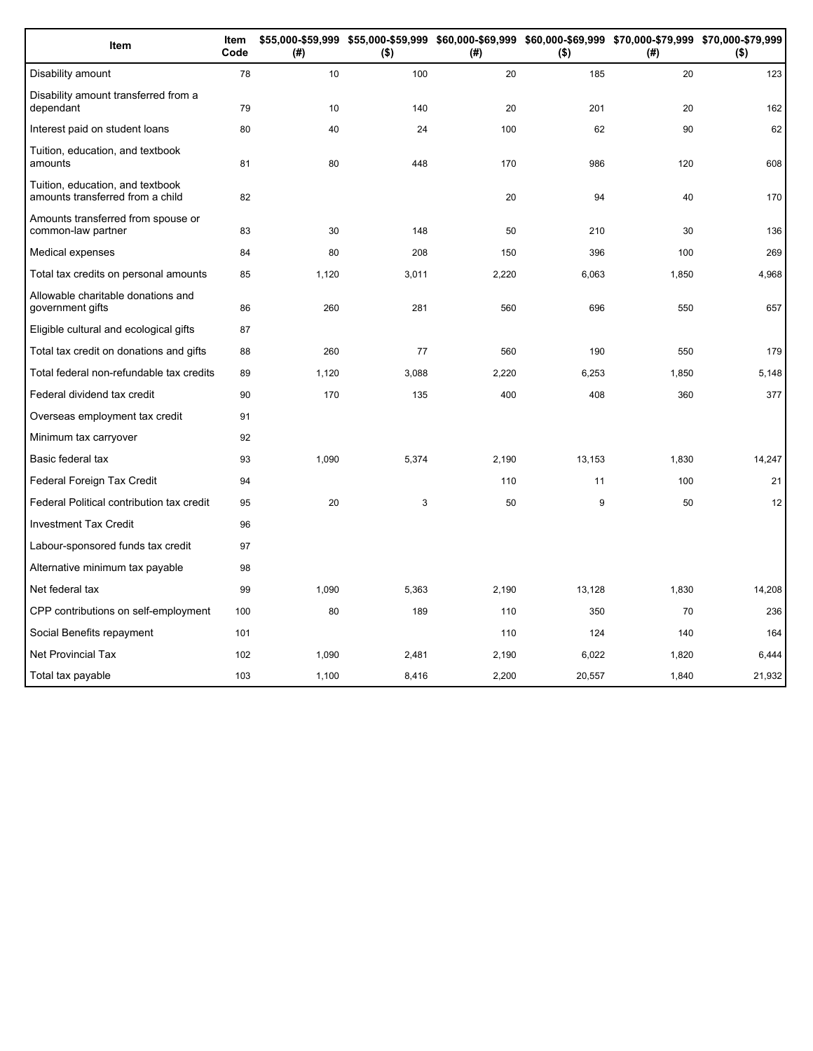| Item | Item Code | $55,000-$59,999 (#) | $55,000-$59,999 ($) | $60,000-$69,999 (#) | $60,000-$69,999 ($) | $70,000-$79,999 (#) | $70,000-$79,999 ($) |
| --- | --- | --- | --- | --- | --- | --- | --- |
| Disability amount | 78 | 10 | 100 | 20 | 185 | 20 | 123 |
| Disability amount transferred from a dependant | 79 | 10 | 140 | 20 | 201 | 20 | 162 |
| Interest paid on student loans | 80 | 40 | 24 | 100 | 62 | 90 | 62 |
| Tuition, education, and textbook amounts | 81 | 80 | 448 | 170 | 986 | 120 | 608 |
| Tuition, education, and textbook amounts transferred from a child | 82 | | | 20 | 94 | 40 | 170 |
| Amounts transferred from spouse or common-law partner | 83 | 30 | 148 | 50 | 210 | 30 | 136 |
| Medical expenses | 84 | 80 | 208 | 150 | 396 | 100 | 269 |
| Total tax credits on personal amounts | 85 | 1,120 | 3,011 | 2,220 | 6,063 | 1,850 | 4,968 |
| Allowable charitable donations and government gifts | 86 | 260 | 281 | 560 | 696 | 550 | 657 |
| Eligible cultural and ecological gifts | 87 | | | | | | |
| Total tax credit on donations and gifts | 88 | 260 | 77 | 560 | 190 | 550 | 179 |
| Total federal non-refundable tax credits | 89 | 1,120 | 3,088 | 2,220 | 6,253 | 1,850 | 5,148 |
| Federal dividend tax credit | 90 | 170 | 135 | 400 | 408 | 360 | 377 |
| Overseas employment tax credit | 91 | | | | | | |
| Minimum tax carryover | 92 | | | | | | |
| Basic federal tax | 93 | 1,090 | 5,374 | 2,190 | 13,153 | 1,830 | 14,247 |
| Federal Foreign Tax Credit | 94 | | | 110 | 11 | 100 | 21 |
| Federal Political contribution tax credit | 95 | 20 | 3 | 50 | 9 | 50 | 12 |
| Investment Tax Credit | 96 | | | | | | |
| Labour-sponsored funds tax credit | 97 | | | | | | |
| Alternative minimum tax payable | 98 | | | | | | |
| Net federal tax | 99 | 1,090 | 5,363 | 2,190 | 13,128 | 1,830 | 14,208 |
| CPP contributions on self-employment | 100 | 80 | 189 | 110 | 350 | 70 | 236 |
| Social Benefits repayment | 101 | | | 110 | 124 | 140 | 164 |
| Net Provincial Tax | 102 | 1,090 | 2,481 | 2,190 | 6,022 | 1,820 | 6,444 |
| Total tax payable | 103 | 1,100 | 8,416 | 2,200 | 20,557 | 1,840 | 21,932 |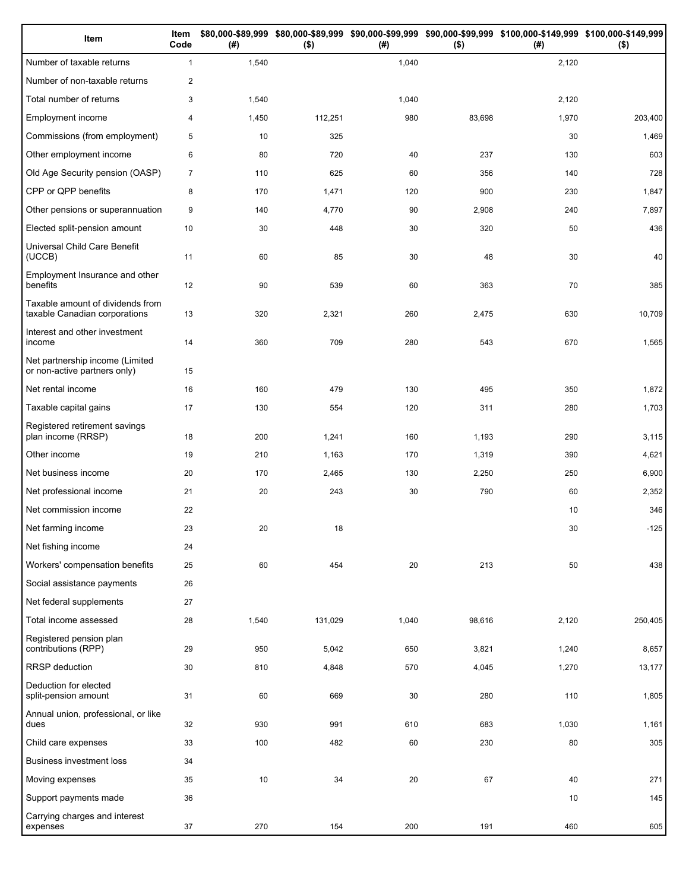| Item | Item Code | $80,000-$89,999 (#) | $80,000-$89,999 ($) | $90,000-$99,999 (#) | $90,000-$99,999 ($) | $100,000-$149,999 (#) | $100,000-$149,999 ($) |
|---|---|---|---|---|---|---|---|
| Number of taxable returns | 1 | 1,540 | | 1,040 | | 2,120 | |
| Number of non-taxable returns | 2 | | | | | | |
| Total number of returns | 3 | 1,540 | | 1,040 | | 2,120 | |
| Employment income | 4 | 1,450 | 112,251 | 980 | 83,698 | 1,970 | 203,400 |
| Commissions (from employment) | 5 | 10 | 325 | | | 30 | 1,469 |
| Other employment income | 6 | 80 | 720 | 40 | 237 | 130 | 603 |
| Old Age Security pension (OASP) | 7 | 110 | 625 | 60 | 356 | 140 | 728 |
| CPP or QPP benefits | 8 | 170 | 1,471 | 120 | 900 | 230 | 1,847 |
| Other pensions or superannuation | 9 | 140 | 4,770 | 90 | 2,908 | 240 | 7,897 |
| Elected split-pension amount | 10 | 30 | 448 | 30 | 320 | 50 | 436 |
| Universal Child Care Benefit (UCCB) | 11 | 60 | 85 | 30 | 48 | 30 | 40 |
| Employment Insurance and other benefits | 12 | 90 | 539 | 60 | 363 | 70 | 385 |
| Taxable amount of dividends from taxable Canadian corporations | 13 | 320 | 2,321 | 260 | 2,475 | 630 | 10,709 |
| Interest and other investment income | 14 | 360 | 709 | 280 | 543 | 670 | 1,565 |
| Net partnership income (Limited or non-active partners only) | 15 | | | | | | |
| Net rental income | 16 | 160 | 479 | 130 | 495 | 350 | 1,872 |
| Taxable capital gains | 17 | 130 | 554 | 120 | 311 | 280 | 1,703 |
| Registered retirement savings plan income (RRSP) | 18 | 200 | 1,241 | 160 | 1,193 | 290 | 3,115 |
| Other income | 19 | 210 | 1,163 | 170 | 1,319 | 390 | 4,621 |
| Net business income | 20 | 170 | 2,465 | 130 | 2,250 | 250 | 6,900 |
| Net professional income | 21 | 20 | 243 | 30 | 790 | 60 | 2,352 |
| Net commission income | 22 | | | | | 10 | 346 |
| Net farming income | 23 | 20 | 18 | | | 30 | -125 |
| Net fishing income | 24 | | | | | | |
| Workers' compensation benefits | 25 | 60 | 454 | 20 | 213 | 50 | 438 |
| Social assistance payments | 26 | | | | | | |
| Net federal supplements | 27 | | | | | | |
| Total income assessed | 28 | 1,540 | 131,029 | 1,040 | 98,616 | 2,120 | 250,405 |
| Registered pension plan contributions (RPP) | 29 | 950 | 5,042 | 650 | 3,821 | 1,240 | 8,657 |
| RRSP deduction | 30 | 810 | 4,848 | 570 | 4,045 | 1,270 | 13,177 |
| Deduction for elected split-pension amount | 31 | 60 | 669 | 30 | 280 | 110 | 1,805 |
| Annual union, professional, or like dues | 32 | 930 | 991 | 610 | 683 | 1,030 | 1,161 |
| Child care expenses | 33 | 100 | 482 | 60 | 230 | 80 | 305 |
| Business investment loss | 34 | | | | | | |
| Moving expenses | 35 | 10 | 34 | 20 | 67 | 40 | 271 |
| Support payments made | 36 | | | | | 10 | 145 |
| Carrying charges and interest expenses | 37 | 270 | 154 | 200 | 191 | 460 | 605 |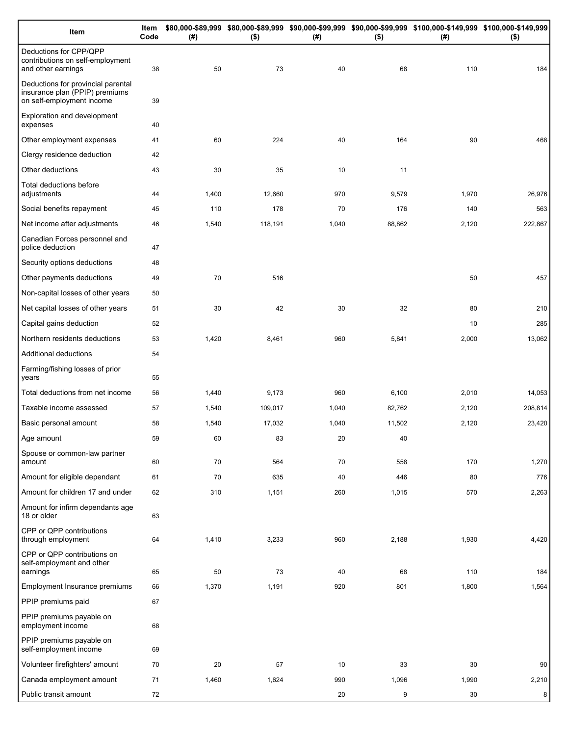| Item | Item Code | $80,000-$89,999 (#) | $80,000-$89,999 ($) | $90,000-$99,999 (#) | $90,000-$99,999 ($) | $100,000-$149,999 (#) | $100,000-$149,999 ($) |
|---|---|---|---|---|---|---|---|
| Deductions for CPP/QPP contributions on self-employment and other earnings | 38 | 50 | 73 | 40 | 68 | 110 | 184 |
| Deductions for provincial parental insurance plan (PPIP) premiums on self-employment income | 39 | | | | | | |
| Exploration and development expenses | 40 | | | | | | |
| Other employment expenses | 41 | 60 | 224 | 40 | 164 | 90 | 468 |
| Clergy residence deduction | 42 | | | | | | |
| Other deductions | 43 | 30 | 35 | 10 | 11 | | |
| Total deductions before adjustments | 44 | 1,400 | 12,660 | 970 | 9,579 | 1,970 | 26,976 |
| Social benefits repayment | 45 | 110 | 178 | 70 | 176 | 140 | 563 |
| Net income after adjustments | 46 | 1,540 | 118,191 | 1,040 | 88,862 | 2,120 | 222,867 |
| Canadian Forces personnel and police deduction | 47 | | | | | | |
| Security options deductions | 48 | | | | | | |
| Other payments deductions | 49 | 70 | 516 | | | 50 | 457 |
| Non-capital losses of other years | 50 | | | | | | |
| Net capital losses of other years | 51 | 30 | 42 | 30 | 32 | 80 | 210 |
| Capital gains deduction | 52 | | | | | 10 | 285 |
| Northern residents deductions | 53 | 1,420 | 8,461 | 960 | 5,841 | 2,000 | 13,062 |
| Additional deductions | 54 | | | | | | |
| Farming/fishing losses of prior years | 55 | | | | | | |
| Total deductions from net income | 56 | 1,440 | 9,173 | 960 | 6,100 | 2,010 | 14,053 |
| Taxable income assessed | 57 | 1,540 | 109,017 | 1,040 | 82,762 | 2,120 | 208,814 |
| Basic personal amount | 58 | 1,540 | 17,032 | 1,040 | 11,502 | 2,120 | 23,420 |
| Age amount | 59 | 60 | 83 | 20 | 40 | | |
| Spouse or common-law partner amount | 60 | 70 | 564 | 70 | 558 | 170 | 1,270 |
| Amount for eligible dependant | 61 | 70 | 635 | 40 | 446 | 80 | 776 |
| Amount for children 17 and under | 62 | 310 | 1,151 | 260 | 1,015 | 570 | 2,263 |
| Amount for infirm dependants age 18 or older | 63 | | | | | | |
| CPP or QPP contributions through employment | 64 | 1,410 | 3,233 | 960 | 2,188 | 1,930 | 4,420 |
| CPP or QPP contributions on self-employment and other earnings | 65 | 50 | 73 | 40 | 68 | 110 | 184 |
| Employment Insurance premiums | 66 | 1,370 | 1,191 | 920 | 801 | 1,800 | 1,564 |
| PPIP premiums paid | 67 | | | | | | |
| PPIP premiums payable on employment income | 68 | | | | | | |
| PPIP premiums payable on self-employment income | 69 | | | | | | |
| Volunteer firefighters' amount | 70 | 20 | 57 | 10 | 33 | 30 | 90 |
| Canada employment amount | 71 | 1,460 | 1,624 | 990 | 1,096 | 1,990 | 2,210 |
| Public transit amount | 72 | | | 20 | 9 | 30 | 8 |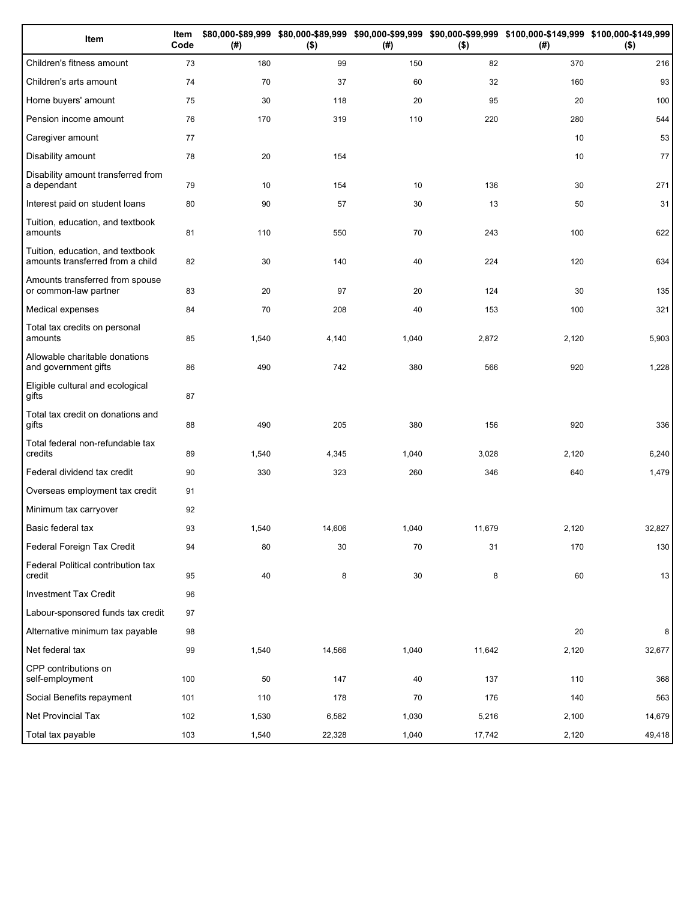| Item | Item Code | $80,000-$89,999 (#) | $80,000-$89,999 ($) | $90,000-$99,999 (#) | $90,000-$99,999 ($) | $100,000-$149,999 (#) | $100,000-$149,999 ($) |
|---|---|---|---|---|---|---|---|
| Children's fitness amount | 73 | 180 | 99 | 150 | 82 | 370 | 216 |
| Children's arts amount | 74 | 70 | 37 | 60 | 32 | 160 | 93 |
| Home buyers' amount | 75 | 30 | 118 | 20 | 95 | 20 | 100 |
| Pension income amount | 76 | 170 | 319 | 110 | 220 | 280 | 544 |
| Caregiver amount | 77 | | | | | 10 | 53 |
| Disability amount | 78 | 20 | 154 | | | 10 | 77 |
| Disability amount transferred from a dependant | 79 | 10 | 154 | 10 | 136 | 30 | 271 |
| Interest paid on student loans | 80 | 90 | 57 | 30 | 13 | 50 | 31 |
| Tuition, education, and textbook amounts | 81 | 110 | 550 | 70 | 243 | 100 | 622 |
| Tuition, education, and textbook amounts transferred from a child | 82 | 30 | 140 | 40 | 224 | 120 | 634 |
| Amounts transferred from spouse or common-law partner | 83 | 20 | 97 | 20 | 124 | 30 | 135 |
| Medical expenses | 84 | 70 | 208 | 40 | 153 | 100 | 321 |
| Total tax credits on personal amounts | 85 | 1,540 | 4,140 | 1,040 | 2,872 | 2,120 | 5,903 |
| Allowable charitable donations and government gifts | 86 | 490 | 742 | 380 | 566 | 920 | 1,228 |
| Eligible cultural and ecological gifts | 87 | | | | | | |
| Total tax credit on donations and gifts | 88 | 490 | 205 | 380 | 156 | 920 | 336 |
| Total federal non-refundable tax credits | 89 | 1,540 | 4,345 | 1,040 | 3,028 | 2,120 | 6,240 |
| Federal dividend tax credit | 90 | 330 | 323 | 260 | 346 | 640 | 1,479 |
| Overseas employment tax credit | 91 | | | | | | |
| Minimum tax carryover | 92 | | | | | | |
| Basic federal tax | 93 | 1,540 | 14,606 | 1,040 | 11,679 | 2,120 | 32,827 |
| Federal Foreign Tax Credit | 94 | 80 | 30 | 70 | 31 | 170 | 130 |
| Federal Political contribution tax credit | 95 | 40 | 8 | 30 | 8 | 60 | 13 |
| Investment Tax Credit | 96 | | | | | | |
| Labour-sponsored funds tax credit | 97 | | | | | | |
| Alternative minimum tax payable | 98 | | | | | 20 | 8 |
| Net federal tax | 99 | 1,540 | 14,566 | 1,040 | 11,642 | 2,120 | 32,677 |
| CPP contributions on self-employment | 100 | 50 | 147 | 40 | 137 | 110 | 368 |
| Social Benefits repayment | 101 | 110 | 178 | 70 | 176 | 140 | 563 |
| Net Provincial Tax | 102 | 1,530 | 6,582 | 1,030 | 5,216 | 2,100 | 14,679 |
| Total tax payable | 103 | 1,540 | 22,328 | 1,040 | 17,742 | 2,120 | 49,418 |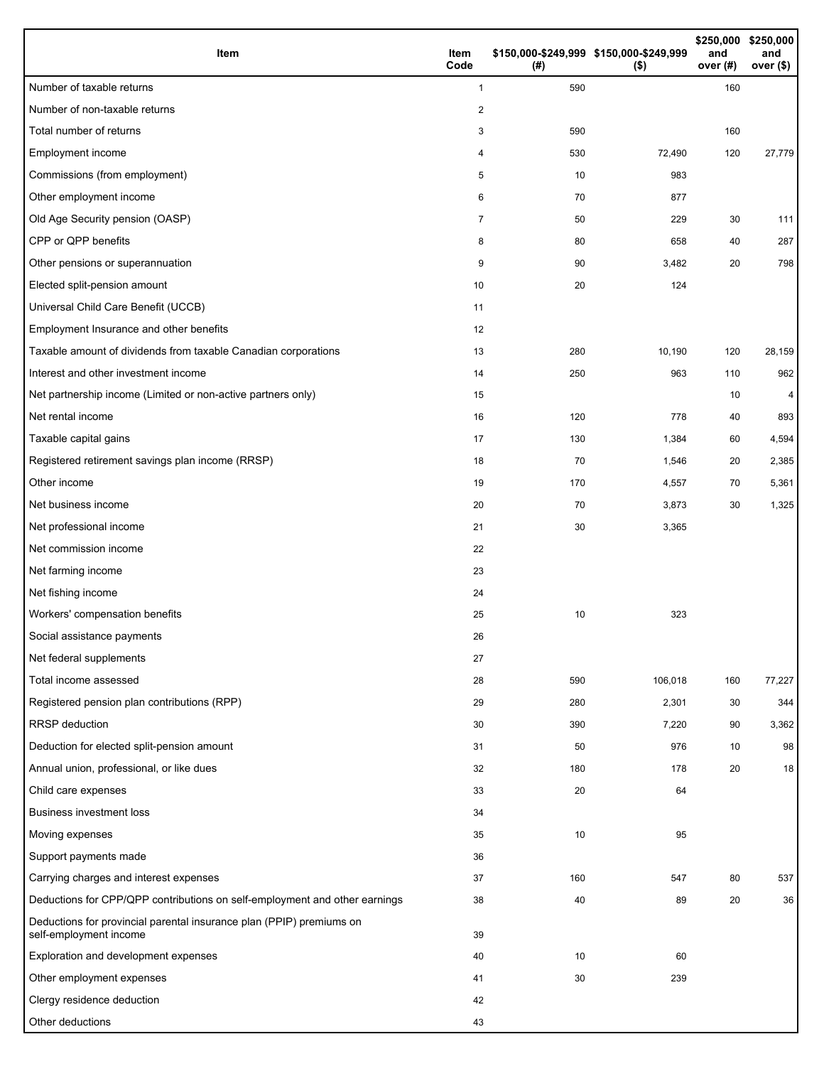| Item | Item Code | $150,000-$249,999 (#) | $150,000-$249,999 ($) | $250,000 and over (#) | $250,000 and over ($) |
|---|---|---|---|---|---|
| Number of taxable returns | 1 | 590 | | 160 | |
| Number of non-taxable returns | 2 | | | | |
| Total number of returns | 3 | 590 | | 160 | |
| Employment income | 4 | 530 | 72,490 | 120 | 27,779 |
| Commissions (from employment) | 5 | 10 | 983 | | |
| Other employment income | 6 | 70 | 877 | | |
| Old Age Security pension (OASP) | 7 | 50 | 229 | 30 | 111 |
| CPP or QPP benefits | 8 | 80 | 658 | 40 | 287 |
| Other pensions or superannuation | 9 | 90 | 3,482 | 20 | 798 |
| Elected split-pension amount | 10 | 20 | 124 | | |
| Universal Child Care Benefit (UCCB) | 11 | | | | |
| Employment Insurance and other benefits | 12 | | | | |
| Taxable amount of dividends from taxable Canadian corporations | 13 | 280 | 10,190 | 120 | 28,159 |
| Interest and other investment income | 14 | 250 | 963 | 110 | 962 |
| Net partnership income (Limited or non-active partners only) | 15 | | | 10 | 4 |
| Net rental income | 16 | 120 | 778 | 40 | 893 |
| Taxable capital gains | 17 | 130 | 1,384 | 60 | 4,594 |
| Registered retirement savings plan income (RRSP) | 18 | 70 | 1,546 | 20 | 2,385 |
| Other income | 19 | 170 | 4,557 | 70 | 5,361 |
| Net business income | 20 | 70 | 3,873 | 30 | 1,325 |
| Net professional income | 21 | 30 | 3,365 | | |
| Net commission income | 22 | | | | |
| Net farming income | 23 | | | | |
| Net fishing income | 24 | | | | |
| Workers' compensation benefits | 25 | 10 | 323 | | |
| Social assistance payments | 26 | | | | |
| Net federal supplements | 27 | | | | |
| Total income assessed | 28 | 590 | 106,018 | 160 | 77,227 |
| Registered pension plan contributions (RPP) | 29 | 280 | 2,301 | 30 | 344 |
| RRSP deduction | 30 | 390 | 7,220 | 90 | 3,362 |
| Deduction for elected split-pension amount | 31 | 50 | 976 | 10 | 98 |
| Annual union, professional, or like dues | 32 | 180 | 178 | 20 | 18 |
| Child care expenses | 33 | 20 | 64 | | |
| Business investment loss | 34 | | | | |
| Moving expenses | 35 | 10 | 95 | | |
| Support payments made | 36 | | | | |
| Carrying charges and interest expenses | 37 | 160 | 547 | 80 | 537 |
| Deductions for CPP/QPP contributions on self-employment and other earnings | 38 | 40 | 89 | 20 | 36 |
| Deductions for provincial parental insurance plan (PPIP) premiums on self-employment income | 39 | | | | |
| Exploration and development expenses | 40 | 10 | 60 | | |
| Other employment expenses | 41 | 30 | 239 | | |
| Clergy residence deduction | 42 | | | | |
| Other deductions | 43 | | | | |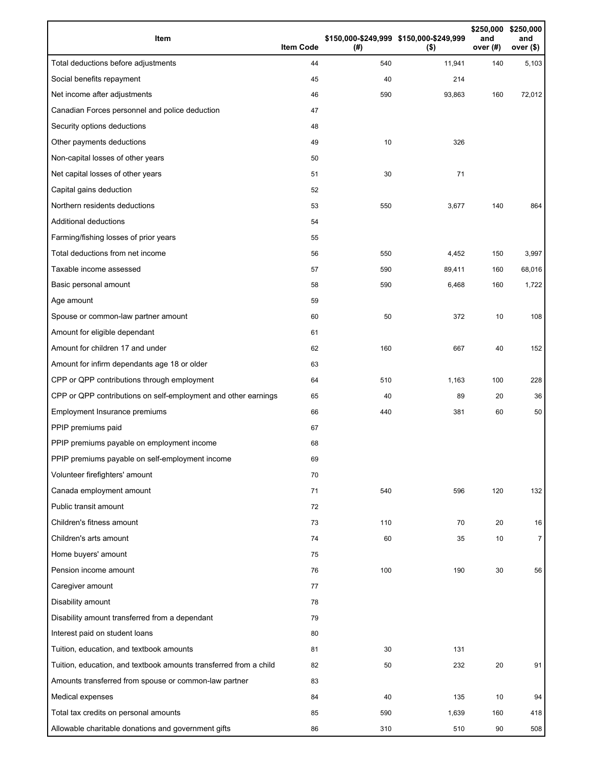| Item | Item Code | $150,000-$249,999 (#) | $150,000-$249,999 ($) | $250,000 and over (#) | $250,000 and over ($) |
|---|---|---|---|---|---|
| Total deductions before adjustments | 44 | 540 | 11,941 | 140 | 5,103 |
| Social benefits repayment | 45 | 40 | 214 | | |
| Net income after adjustments | 46 | 590 | 93,863 | 160 | 72,012 |
| Canadian Forces personnel and police deduction | 47 | | | | |
| Security options deductions | 48 | | | | |
| Other payments deductions | 49 | 10 | 326 | | |
| Non-capital losses of other years | 50 | | | | |
| Net capital losses of other years | 51 | 30 | 71 | | |
| Capital gains deduction | 52 | | | | |
| Northern residents deductions | 53 | 550 | 3,677 | 140 | 864 |
| Additional deductions | 54 | | | | |
| Farming/fishing losses of prior years | 55 | | | | |
| Total deductions from net income | 56 | 550 | 4,452 | 150 | 3,997 |
| Taxable income assessed | 57 | 590 | 89,411 | 160 | 68,016 |
| Basic personal amount | 58 | 590 | 6,468 | 160 | 1,722 |
| Age amount | 59 | | | | |
| Spouse or common-law partner amount | 60 | 50 | 372 | 10 | 108 |
| Amount for eligible dependant | 61 | | | | |
| Amount for children 17 and under | 62 | 160 | 667 | 40 | 152 |
| Amount for infirm dependants age 18 or older | 63 | | | | |
| CPP or QPP contributions through employment | 64 | 510 | 1,163 | 100 | 228 |
| CPP or QPP contributions on self-employment and other earnings | 65 | 40 | 89 | 20 | 36 |
| Employment Insurance premiums | 66 | 440 | 381 | 60 | 50 |
| PPIP premiums paid | 67 | | | | |
| PPIP premiums payable on employment income | 68 | | | | |
| PPIP premiums payable on self-employment income | 69 | | | | |
| Volunteer firefighters' amount | 70 | | | | |
| Canada employment amount | 71 | 540 | 596 | 120 | 132 |
| Public transit amount | 72 | | | | |
| Children's fitness amount | 73 | 110 | 70 | 20 | 16 |
| Children's arts amount | 74 | 60 | 35 | 10 | 7 |
| Home buyers' amount | 75 | | | | |
| Pension income amount | 76 | 100 | 190 | 30 | 56 |
| Caregiver amount | 77 | | | | |
| Disability amount | 78 | | | | |
| Disability amount transferred from a dependant | 79 | | | | |
| Interest paid on student loans | 80 | | | | |
| Tuition, education, and textbook amounts | 81 | 30 | 131 | | |
| Tuition, education, and textbook amounts transferred from a child | 82 | 50 | 232 | 20 | 91 |
| Amounts transferred from spouse or common-law partner | 83 | | | | |
| Medical expenses | 84 | 40 | 135 | 10 | 94 |
| Total tax credits on personal amounts | 85 | 590 | 1,639 | 160 | 418 |
| Allowable charitable donations and government gifts | 86 | 310 | 510 | 90 | 508 |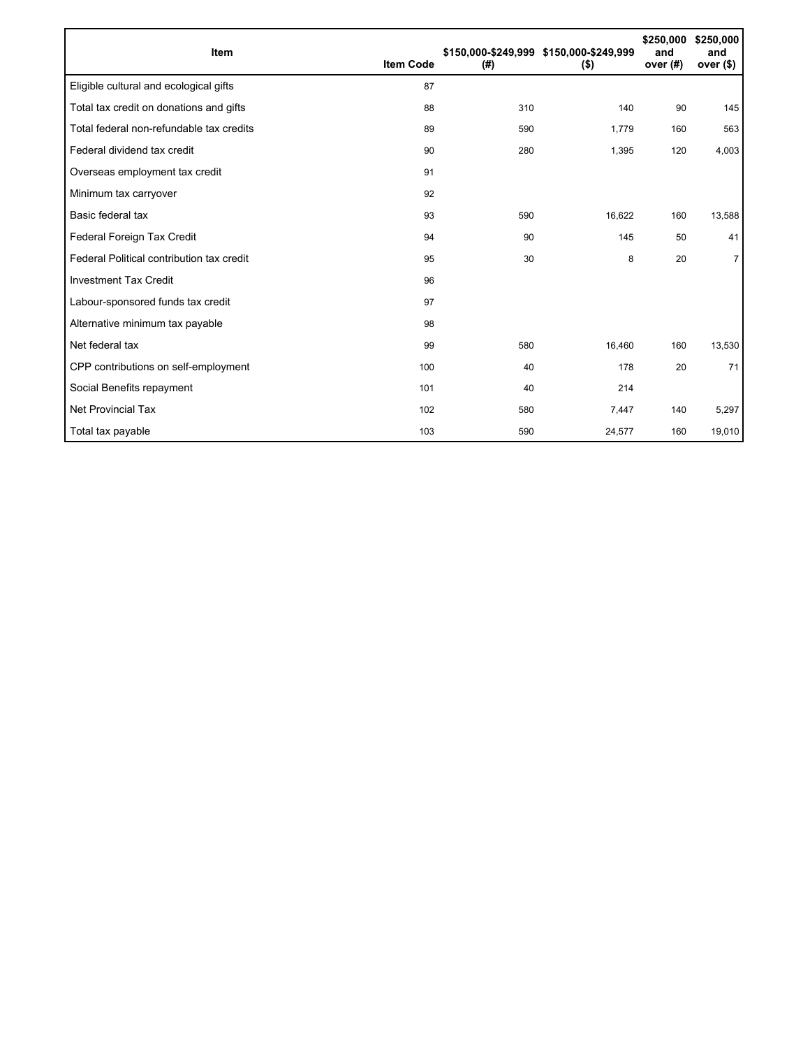| Item | Item Code | $150,000-$249,999 (#) | $150,000-$249,999 ($) | $250,000 and over (#) | $250,000 and over ($) |
|---|---|---|---|---|---|
| Eligible cultural and ecological gifts | 87 | | | | |
| Total tax credit on donations and gifts | 88 | 310 | 140 | 90 | 145 |
| Total federal non-refundable tax credits | 89 | 590 | 1,779 | 160 | 563 |
| Federal dividend tax credit | 90 | 280 | 1,395 | 120 | 4,003 |
| Overseas employment tax credit | 91 | | | | |
| Minimum tax carryover | 92 | | | | |
| Basic federal tax | 93 | 590 | 16,622 | 160 | 13,588 |
| Federal Foreign Tax Credit | 94 | 90 | 145 | 50 | 41 |
| Federal Political contribution tax credit | 95 | 30 | 8 | 20 | 7 |
| Investment Tax Credit | 96 | | | | |
| Labour-sponsored funds tax credit | 97 | | | | |
| Alternative minimum tax payable | 98 | | | | |
| Net federal tax | 99 | 580 | 16,460 | 160 | 13,530 |
| CPP contributions on self-employment | 100 | 40 | 178 | 20 | 71 |
| Social Benefits repayment | 101 | 40 | 214 | | |
| Net Provincial Tax | 102 | 580 | 7,447 | 140 | 5,297 |
| Total tax payable | 103 | 590 | 24,577 | 160 | 19,010 |